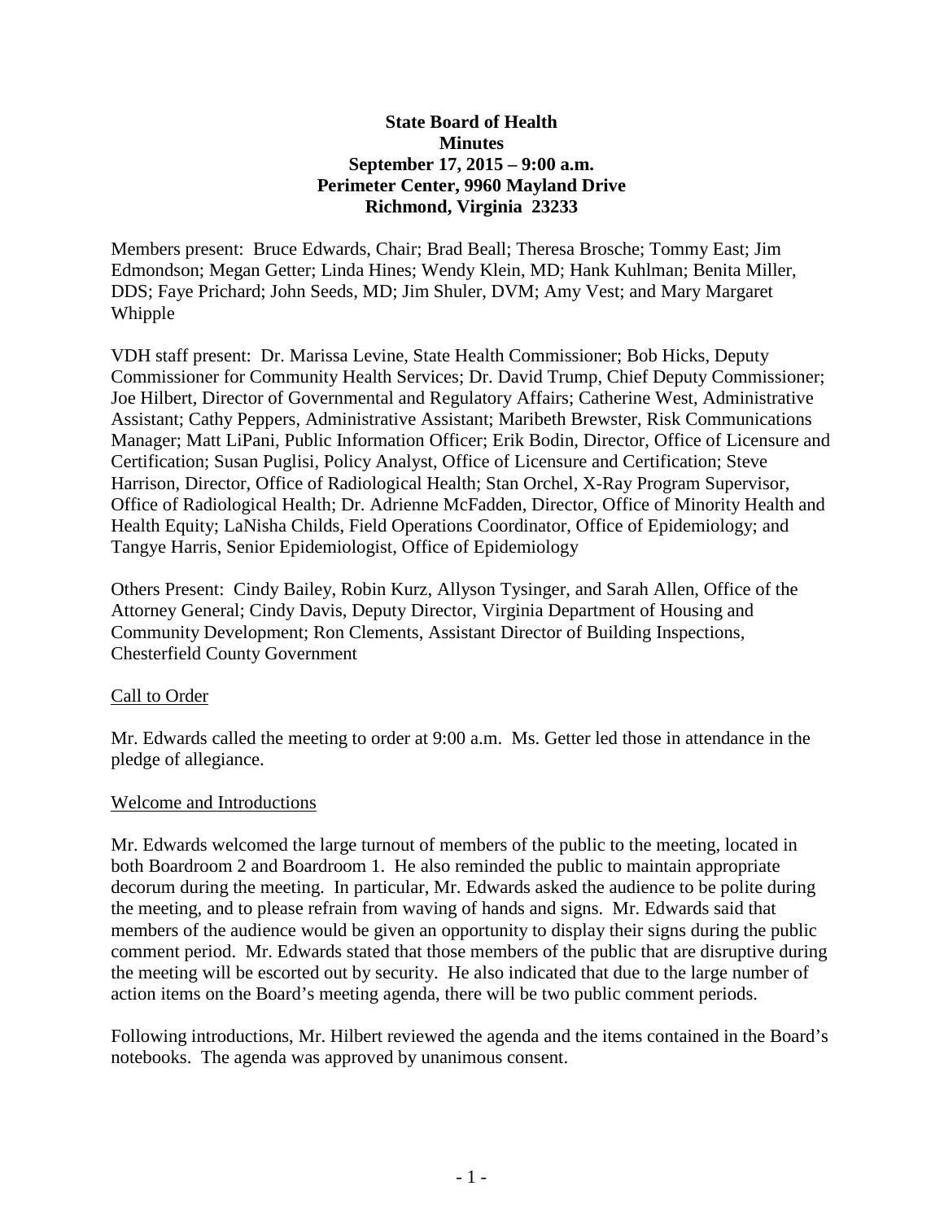**State Board of Health**
**Minutes**
**September 17, 2015 – 9:00 a.m.**
**Perimeter Center, 9960 Mayland Drive**
**Richmond, Virginia 23233**

Members present: Bruce Edwards, Chair; Brad Beall; Theresa Brosche; Tommy East; Jim Edmondson; Megan Getter; Linda Hines; Wendy Klein, MD; Hank Kuhlman; Benita Miller, DDS; Faye Prichard; John Seeds, MD; Jim Shuler, DVM; Amy Vest; and Mary Margaret Whipple

VDH staff present: Dr. Marissa Levine, State Health Commissioner; Bob Hicks, Deputy Commissioner for Community Health Services; Dr. David Trump, Chief Deputy Commissioner; Joe Hilbert, Director of Governmental and Regulatory Affairs; Catherine West, Administrative Assistant; Cathy Peppers, Administrative Assistant; Maribeth Brewster, Risk Communications Manager; Matt LiPani, Public Information Officer; Erik Bodin, Director, Office of Licensure and Certification; Susan Puglisi, Policy Analyst, Office of Licensure and Certification; Steve Harrison, Director, Office of Radiological Health; Stan Orchel, X-Ray Program Supervisor, Office of Radiological Health; Dr. Adrienne McFadden, Director, Office of Minority Health and Health Equity; LaNisha Childs, Field Operations Coordinator, Office of Epidemiology; and Tangye Harris, Senior Epidemiologist, Office of Epidemiology

Others Present: Cindy Bailey, Robin Kurz, Allyson Tysinger, and Sarah Allen, Office of the Attorney General; Cindy Davis, Deputy Director, Virginia Department of Housing and Community Development; Ron Clements, Assistant Director of Building Inspections, Chesterfield County Government

## Call to Order

Mr. Edwards called the meeting to order at 9:00 a.m. Ms. Getter led those in attendance in the pledge of allegiance.

## Welcome and Introductions

Mr. Edwards welcomed the large turnout of members of the public to the meeting, located in both Boardroom 2 and Boardroom 1. He also reminded the public to maintain appropriate decorum during the meeting. In particular, Mr. Edwards asked the audience to be polite during the meeting, and to please refrain from waving of hands and signs. Mr. Edwards said that members of the audience would be given an opportunity to display their signs during the public comment period. Mr. Edwards stated that those members of the public that are disruptive during the meeting will be escorted out by security. He also indicated that due to the large number of action items on the Board's meeting agenda, there will be two public comment periods.

Following introductions, Mr. Hilbert reviewed the agenda and the items contained in the Board's notebooks. The agenda was approved by unanimous consent.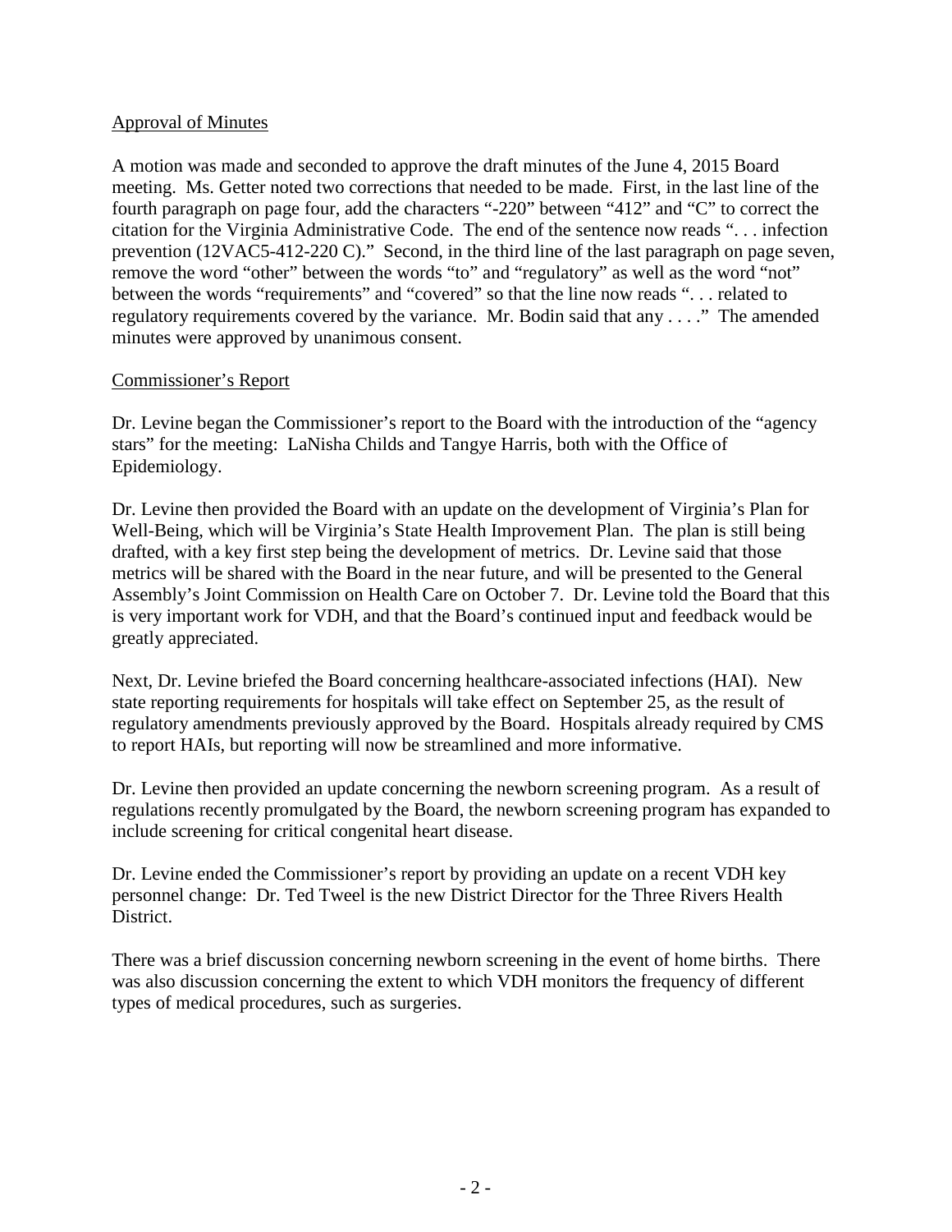Approval of Minutes

A motion was made and seconded to approve the draft minutes of the June 4, 2015 Board meeting. Ms. Getter noted two corrections that needed to be made. First, in the last line of the fourth paragraph on page four, add the characters "-220" between "412" and "C" to correct the citation for the Virginia Administrative Code. The end of the sentence now reads ". . . infection prevention (12VAC5-412-220 C)." Second, in the third line of the last paragraph on page seven, remove the word "other" between the words "to" and "regulatory" as well as the word "not" between the words "requirements" and "covered" so that the line now reads ". . . related to regulatory requirements covered by the variance. Mr. Bodin said that any . . . ." The amended minutes were approved by unanimous consent.

Commissioner's Report

Dr. Levine began the Commissioner's report to the Board with the introduction of the "agency stars" for the meeting: LaNisha Childs and Tangye Harris, both with the Office of Epidemiology.

Dr. Levine then provided the Board with an update on the development of Virginia's Plan for Well-Being, which will be Virginia's State Health Improvement Plan. The plan is still being drafted, with a key first step being the development of metrics. Dr. Levine said that those metrics will be shared with the Board in the near future, and will be presented to the General Assembly's Joint Commission on Health Care on October 7. Dr. Levine told the Board that this is very important work for VDH, and that the Board's continued input and feedback would be greatly appreciated.

Next, Dr. Levine briefed the Board concerning healthcare-associated infections (HAI). New state reporting requirements for hospitals will take effect on September 25, as the result of regulatory amendments previously approved by the Board. Hospitals already required by CMS to report HAIs, but reporting will now be streamlined and more informative.

Dr. Levine then provided an update concerning the newborn screening program. As a result of regulations recently promulgated by the Board, the newborn screening program has expanded to include screening for critical congenital heart disease.

Dr. Levine ended the Commissioner's report by providing an update on a recent VDH key personnel change: Dr. Ted Tweel is the new District Director for the Three Rivers Health District.

There was a brief discussion concerning newborn screening in the event of home births. There was also discussion concerning the extent to which VDH monitors the frequency of different types of medical procedures, such as surgeries.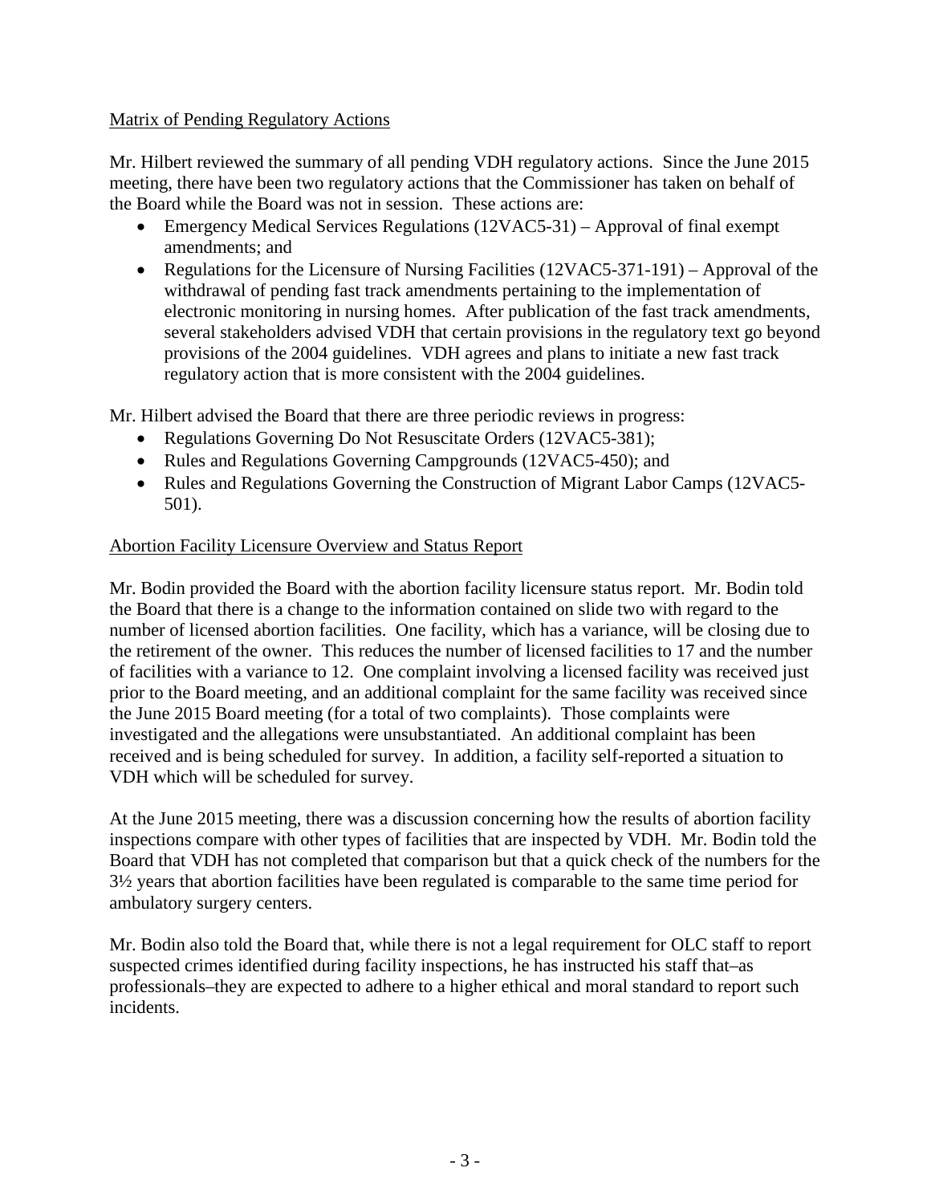Matrix of Pending Regulatory Actions

Mr. Hilbert reviewed the summary of all pending VDH regulatory actions. Since the June 2015 meeting, there have been two regulatory actions that the Commissioner has taken on behalf of the Board while the Board was not in session. These actions are:

- Emergency Medical Services Regulations (12VAC5-31) – Approval of final exempt amendments; and
- Regulations for the Licensure of Nursing Facilities (12VAC5-371-191) – Approval of the withdrawal of pending fast track amendments pertaining to the implementation of electronic monitoring in nursing homes. After publication of the fast track amendments, several stakeholders advised VDH that certain provisions in the regulatory text go beyond provisions of the 2004 guidelines. VDH agrees and plans to initiate a new fast track regulatory action that is more consistent with the 2004 guidelines.

Mr. Hilbert advised the Board that there are three periodic reviews in progress:

- Regulations Governing Do Not Resuscitate Orders (12VAC5-381);
- Rules and Regulations Governing Campgrounds (12VAC5-450); and
- Rules and Regulations Governing the Construction of Migrant Labor Camps (12VAC5-501).

Abortion Facility Licensure Overview and Status Report

Mr. Bodin provided the Board with the abortion facility licensure status report. Mr. Bodin told the Board that there is a change to the information contained on slide two with regard to the number of licensed abortion facilities. One facility, which has a variance, will be closing due to the retirement of the owner. This reduces the number of licensed facilities to 17 and the number of facilities with a variance to 12. One complaint involving a licensed facility was received just prior to the Board meeting, and an additional complaint for the same facility was received since the June 2015 Board meeting (for a total of two complaints). Those complaints were investigated and the allegations were unsubstantiated. An additional complaint has been received and is being scheduled for survey. In addition, a facility self-reported a situation to VDH which will be scheduled for survey.

At the June 2015 meeting, there was a discussion concerning how the results of abortion facility inspections compare with other types of facilities that are inspected by VDH. Mr. Bodin told the Board that VDH has not completed that comparison but that a quick check of the numbers for the 3½ years that abortion facilities have been regulated is comparable to the same time period for ambulatory surgery centers.

Mr. Bodin also told the Board that, while there is not a legal requirement for OLC staff to report suspected crimes identified during facility inspections, he has instructed his staff that–as professionals–they are expected to adhere to a higher ethical and moral standard to report such incidents.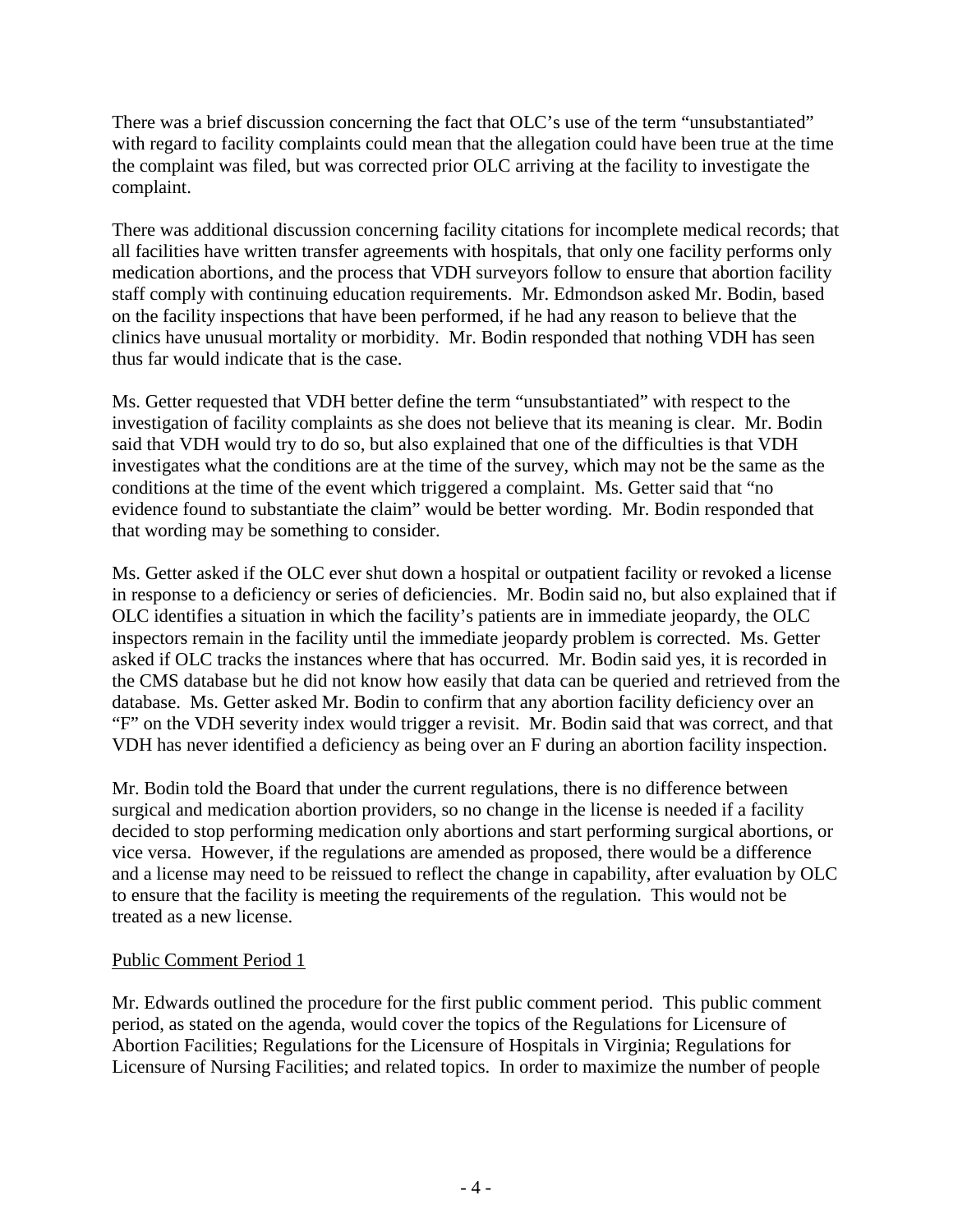There was a brief discussion concerning the fact that OLC's use of the term "unsubstantiated" with regard to facility complaints could mean that the allegation could have been true at the time the complaint was filed, but was corrected prior OLC arriving at the facility to investigate the complaint.

There was additional discussion concerning facility citations for incomplete medical records; that all facilities have written transfer agreements with hospitals, that only one facility performs only medication abortions, and the process that VDH surveyors follow to ensure that abortion facility staff comply with continuing education requirements. Mr. Edmondson asked Mr. Bodin, based on the facility inspections that have been performed, if he had any reason to believe that the clinics have unusual mortality or morbidity. Mr. Bodin responded that nothing VDH has seen thus far would indicate that is the case.

Ms. Getter requested that VDH better define the term "unsubstantiated" with respect to the investigation of facility complaints as she does not believe that its meaning is clear. Mr. Bodin said that VDH would try to do so, but also explained that one of the difficulties is that VDH investigates what the conditions are at the time of the survey, which may not be the same as the conditions at the time of the event which triggered a complaint. Ms. Getter said that "no evidence found to substantiate the claim" would be better wording. Mr. Bodin responded that that wording may be something to consider.

Ms. Getter asked if the OLC ever shut down a hospital or outpatient facility or revoked a license in response to a deficiency or series of deficiencies. Mr. Bodin said no, but also explained that if OLC identifies a situation in which the facility's patients are in immediate jeopardy, the OLC inspectors remain in the facility until the immediate jeopardy problem is corrected. Ms. Getter asked if OLC tracks the instances where that has occurred. Mr. Bodin said yes, it is recorded in the CMS database but he did not know how easily that data can be queried and retrieved from the database. Ms. Getter asked Mr. Bodin to confirm that any abortion facility deficiency over an "F" on the VDH severity index would trigger a revisit. Mr. Bodin said that was correct, and that VDH has never identified a deficiency as being over an F during an abortion facility inspection.

Mr. Bodin told the Board that under the current regulations, there is no difference between surgical and medication abortion providers, so no change in the license is needed if a facility decided to stop performing medication only abortions and start performing surgical abortions, or vice versa. However, if the regulations are amended as proposed, there would be a difference and a license may need to be reissued to reflect the change in capability, after evaluation by OLC to ensure that the facility is meeting the requirements of the regulation. This would not be treated as a new license.

Public Comment Period 1

Mr. Edwards outlined the procedure for the first public comment period. This public comment period, as stated on the agenda, would cover the topics of the Regulations for Licensure of Abortion Facilities; Regulations for the Licensure of Hospitals in Virginia; Regulations for Licensure of Nursing Facilities; and related topics. In order to maximize the number of people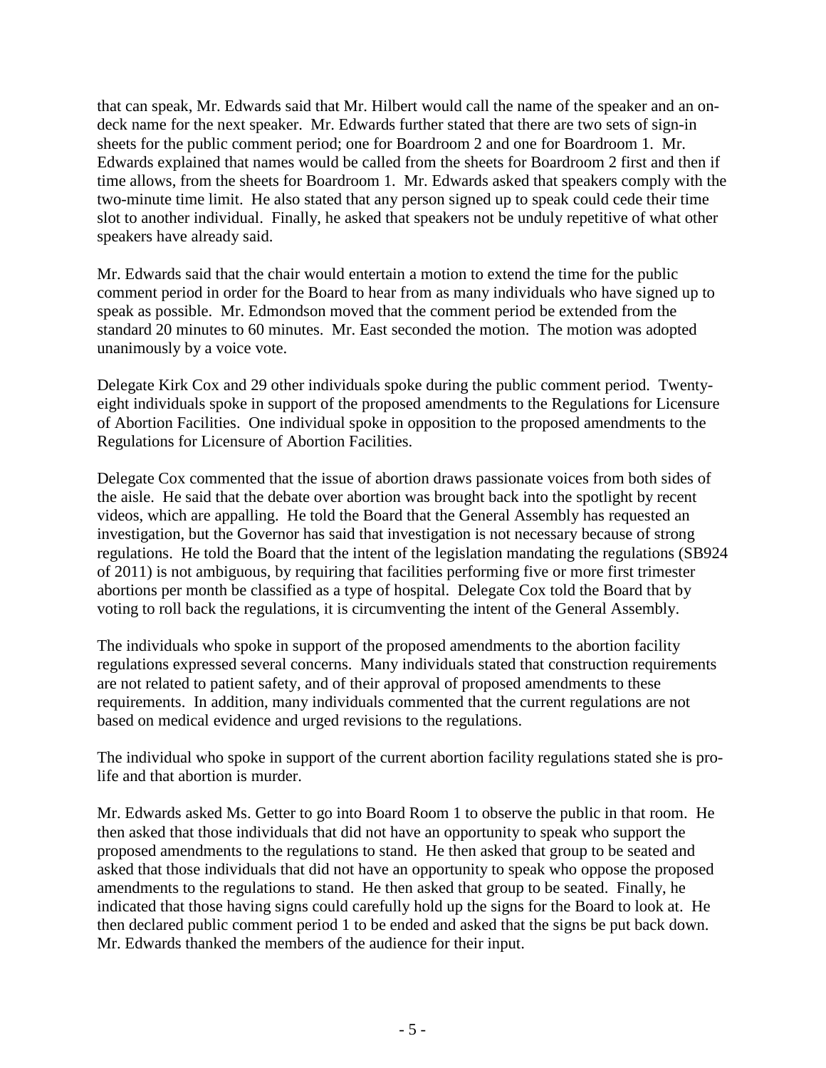that can speak, Mr. Edwards said that Mr. Hilbert would call the name of the speaker and an on-deck name for the next speaker. Mr. Edwards further stated that there are two sets of sign-in sheets for the public comment period; one for Boardroom 2 and one for Boardroom 1. Mr. Edwards explained that names would be called from the sheets for Boardroom 2 first and then if time allows, from the sheets for Boardroom 1. Mr. Edwards asked that speakers comply with the two-minute time limit. He also stated that any person signed up to speak could cede their time slot to another individual. Finally, he asked that speakers not be unduly repetitive of what other speakers have already said.

Mr. Edwards said that the chair would entertain a motion to extend the time for the public comment period in order for the Board to hear from as many individuals who have signed up to speak as possible. Mr. Edmondson moved that the comment period be extended from the standard 20 minutes to 60 minutes. Mr. East seconded the motion. The motion was adopted unanimously by a voice vote.

Delegate Kirk Cox and 29 other individuals spoke during the public comment period. Twenty-eight individuals spoke in support of the proposed amendments to the Regulations for Licensure of Abortion Facilities. One individual spoke in opposition to the proposed amendments to the Regulations for Licensure of Abortion Facilities.

Delegate Cox commented that the issue of abortion draws passionate voices from both sides of the aisle. He said that the debate over abortion was brought back into the spotlight by recent videos, which are appalling. He told the Board that the General Assembly has requested an investigation, but the Governor has said that investigation is not necessary because of strong regulations. He told the Board that the intent of the legislation mandating the regulations (SB924 of 2011) is not ambiguous, by requiring that facilities performing five or more first trimester abortions per month be classified as a type of hospital. Delegate Cox told the Board that by voting to roll back the regulations, it is circumventing the intent of the General Assembly.

The individuals who spoke in support of the proposed amendments to the abortion facility regulations expressed several concerns. Many individuals stated that construction requirements are not related to patient safety, and of their approval of proposed amendments to these requirements. In addition, many individuals commented that the current regulations are not based on medical evidence and urged revisions to the regulations.

The individual who spoke in support of the current abortion facility regulations stated she is pro-life and that abortion is murder.

Mr. Edwards asked Ms. Getter to go into Board Room 1 to observe the public in that room. He then asked that those individuals that did not have an opportunity to speak who support the proposed amendments to the regulations to stand. He then asked that group to be seated and asked that those individuals that did not have an opportunity to speak who oppose the proposed amendments to the regulations to stand. He then asked that group to be seated. Finally, he indicated that those having signs could carefully hold up the signs for the Board to look at. He then declared public comment period 1 to be ended and asked that the signs be put back down. Mr. Edwards thanked the members of the audience for their input.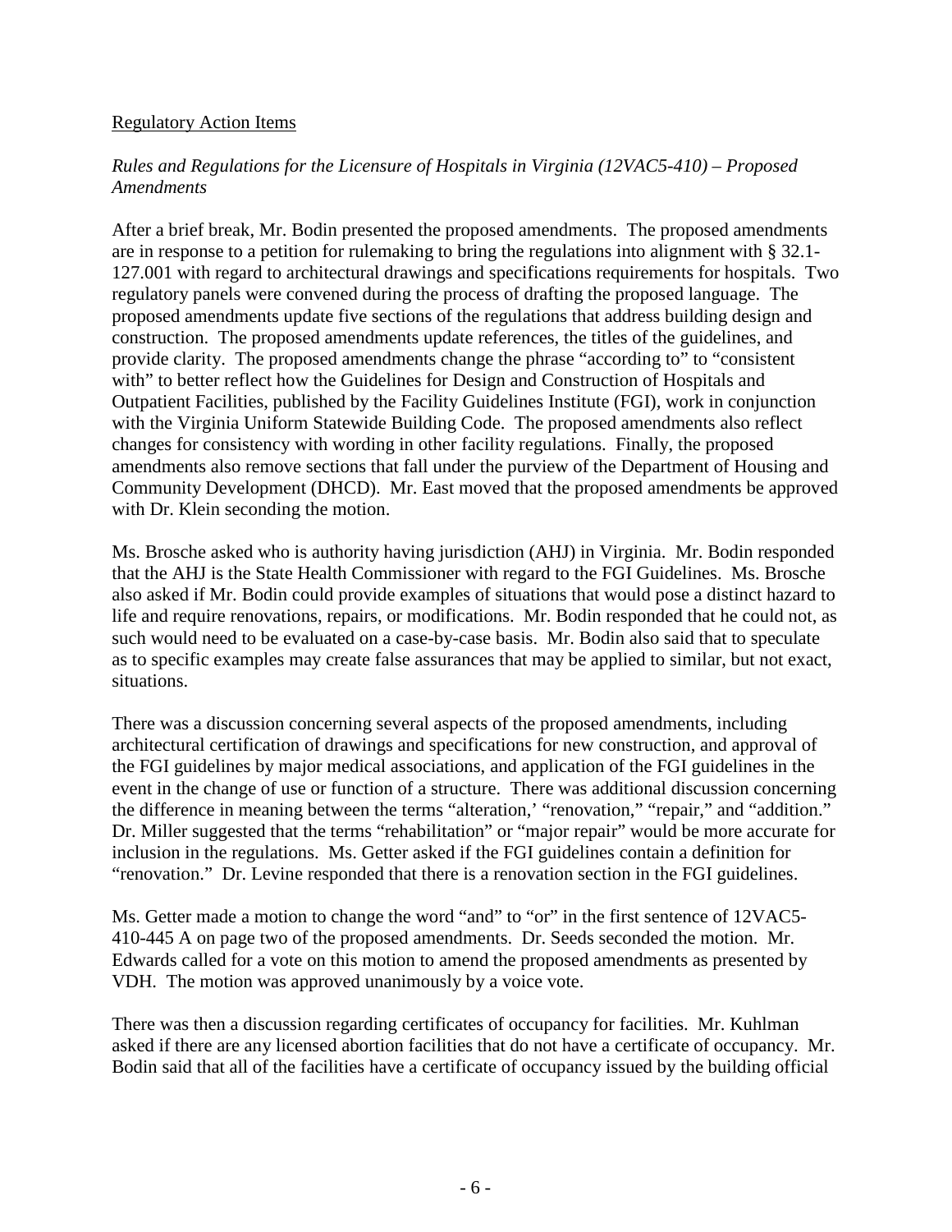Regulatory Action Items

*Rules and Regulations for the Licensure of Hospitals in Virginia (12VAC5-410) – Proposed Amendments*

After a brief break, Mr. Bodin presented the proposed amendments. The proposed amendments are in response to a petition for rulemaking to bring the regulations into alignment with § 32.1-127.001 with regard to architectural drawings and specifications requirements for hospitals. Two regulatory panels were convened during the process of drafting the proposed language. The proposed amendments update five sections of the regulations that address building design and construction. The proposed amendments update references, the titles of the guidelines, and provide clarity. The proposed amendments change the phrase "according to" to "consistent with" to better reflect how the Guidelines for Design and Construction of Hospitals and Outpatient Facilities, published by the Facility Guidelines Institute (FGI), work in conjunction with the Virginia Uniform Statewide Building Code. The proposed amendments also reflect changes for consistency with wording in other facility regulations. Finally, the proposed amendments also remove sections that fall under the purview of the Department of Housing and Community Development (DHCD). Mr. East moved that the proposed amendments be approved with Dr. Klein seconding the motion.

Ms. Brosche asked who is authority having jurisdiction (AHJ) in Virginia. Mr. Bodin responded that the AHJ is the State Health Commissioner with regard to the FGI Guidelines. Ms. Brosche also asked if Mr. Bodin could provide examples of situations that would pose a distinct hazard to life and require renovations, repairs, or modifications. Mr. Bodin responded that he could not, as such would need to be evaluated on a case-by-case basis. Mr. Bodin also said that to speculate as to specific examples may create false assurances that may be applied to similar, but not exact, situations.

There was a discussion concerning several aspects of the proposed amendments, including architectural certification of drawings and specifications for new construction, and approval of the FGI guidelines by major medical associations, and application of the FGI guidelines in the event in the change of use or function of a structure. There was additional discussion concerning the difference in meaning between the terms "alteration,' "renovation," "repair," and "addition." Dr. Miller suggested that the terms "rehabilitation" or "major repair" would be more accurate for inclusion in the regulations. Ms. Getter asked if the FGI guidelines contain a definition for "renovation." Dr. Levine responded that there is a renovation section in the FGI guidelines.

Ms. Getter made a motion to change the word "and" to "or" in the first sentence of 12VAC5-410-445 A on page two of the proposed amendments. Dr. Seeds seconded the motion. Mr. Edwards called for a vote on this motion to amend the proposed amendments as presented by VDH. The motion was approved unanimously by a voice vote.

There was then a discussion regarding certificates of occupancy for facilities. Mr. Kuhlman asked if there are any licensed abortion facilities that do not have a certificate of occupancy. Mr. Bodin said that all of the facilities have a certificate of occupancy issued by the building official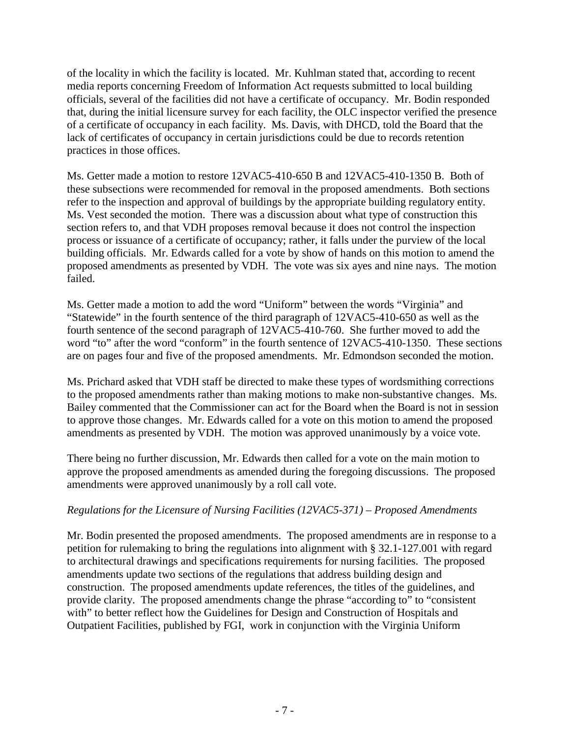of the locality in which the facility is located. Mr. Kuhlman stated that, according to recent media reports concerning Freedom of Information Act requests submitted to local building officials, several of the facilities did not have a certificate of occupancy. Mr. Bodin responded that, during the initial licensure survey for each facility, the OLC inspector verified the presence of a certificate of occupancy in each facility. Ms. Davis, with DHCD, told the Board that the lack of certificates of occupancy in certain jurisdictions could be due to records retention practices in those offices.

Ms. Getter made a motion to restore 12VAC5-410-650 B and 12VAC5-410-1350 B. Both of these subsections were recommended for removal in the proposed amendments. Both sections refer to the inspection and approval of buildings by the appropriate building regulatory entity. Ms. Vest seconded the motion. There was a discussion about what type of construction this section refers to, and that VDH proposes removal because it does not control the inspection process or issuance of a certificate of occupancy; rather, it falls under the purview of the local building officials. Mr. Edwards called for a vote by show of hands on this motion to amend the proposed amendments as presented by VDH. The vote was six ayes and nine nays. The motion failed.

Ms. Getter made a motion to add the word "Uniform" between the words "Virginia" and "Statewide" in the fourth sentence of the third paragraph of 12VAC5-410-650 as well as the fourth sentence of the second paragraph of 12VAC5-410-760. She further moved to add the word "to" after the word "conform" in the fourth sentence of 12VAC5-410-1350. These sections are on pages four and five of the proposed amendments. Mr. Edmondson seconded the motion.

Ms. Prichard asked that VDH staff be directed to make these types of wordsmithing corrections to the proposed amendments rather than making motions to make non-substantive changes. Ms. Bailey commented that the Commissioner can act for the Board when the Board is not in session to approve those changes. Mr. Edwards called for a vote on this motion to amend the proposed amendments as presented by VDH. The motion was approved unanimously by a voice vote.

There being no further discussion, Mr. Edwards then called for a vote on the main motion to approve the proposed amendments as amended during the foregoing discussions. The proposed amendments were approved unanimously by a roll call vote.

*Regulations for the Licensure of Nursing Facilities (12VAC5-371) – Proposed Amendments*

Mr. Bodin presented the proposed amendments. The proposed amendments are in response to a petition for rulemaking to bring the regulations into alignment with § 32.1-127.001 with regard to architectural drawings and specifications requirements for nursing facilities. The proposed amendments update two sections of the regulations that address building design and construction. The proposed amendments update references, the titles of the guidelines, and provide clarity. The proposed amendments change the phrase "according to" to "consistent with" to better reflect how the Guidelines for Design and Construction of Hospitals and Outpatient Facilities, published by FGI, work in conjunction with the Virginia Uniform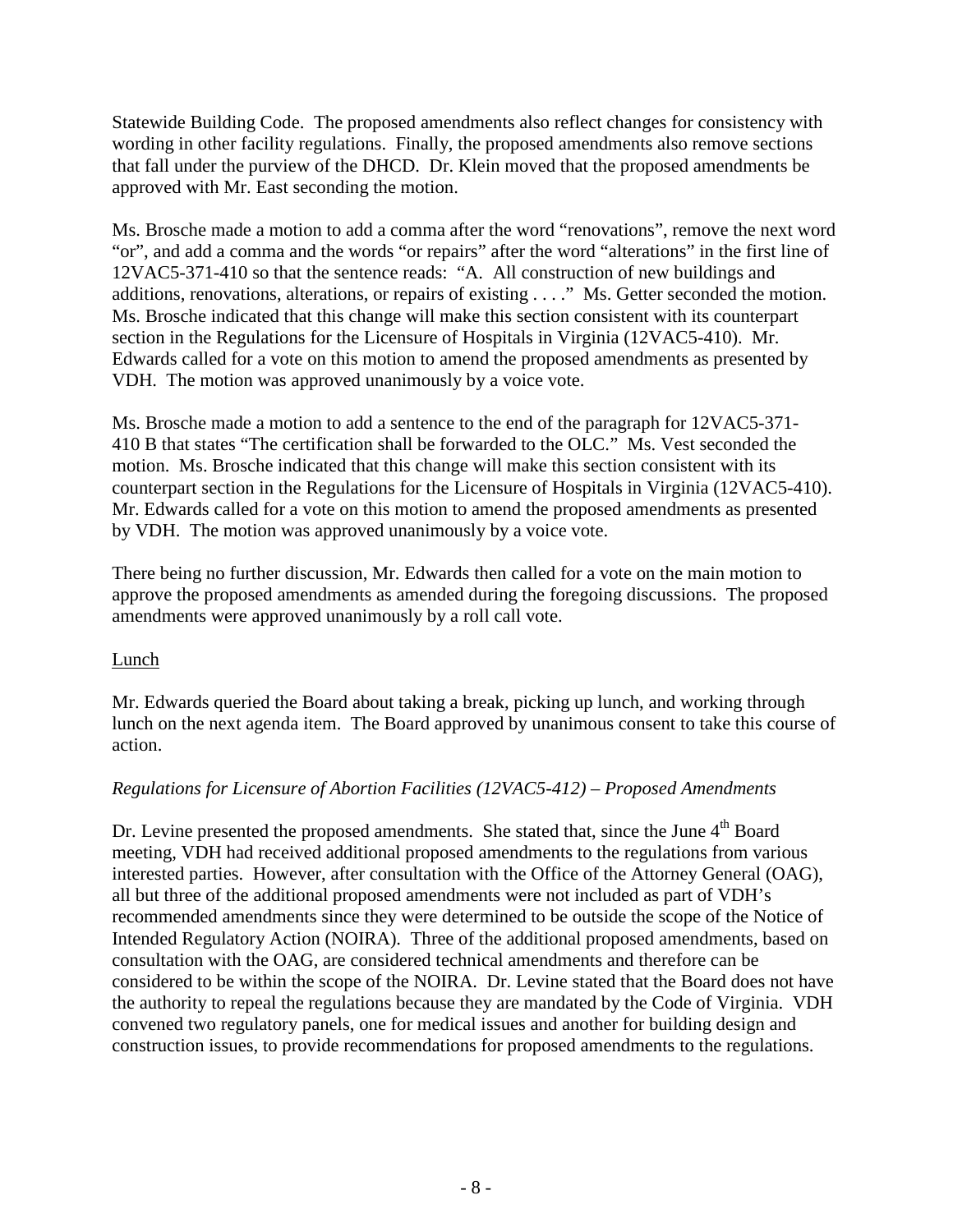Statewide Building Code. The proposed amendments also reflect changes for consistency with wording in other facility regulations. Finally, the proposed amendments also remove sections that fall under the purview of the DHCD. Dr. Klein moved that the proposed amendments be approved with Mr. East seconding the motion.

Ms. Brosche made a motion to add a comma after the word "renovations", remove the next word "or", and add a comma and the words "or repairs" after the word "alterations" in the first line of 12VAC5-371-410 so that the sentence reads: "A. All construction of new buildings and additions, renovations, alterations, or repairs of existing . . . ." Ms. Getter seconded the motion. Ms. Brosche indicated that this change will make this section consistent with its counterpart section in the Regulations for the Licensure of Hospitals in Virginia (12VAC5-410). Mr. Edwards called for a vote on this motion to amend the proposed amendments as presented by VDH. The motion was approved unanimously by a voice vote.

Ms. Brosche made a motion to add a sentence to the end of the paragraph for 12VAC5-371-410 B that states "The certification shall be forwarded to the OLC." Ms. Vest seconded the motion. Ms. Brosche indicated that this change will make this section consistent with its counterpart section in the Regulations for the Licensure of Hospitals in Virginia (12VAC5-410). Mr. Edwards called for a vote on this motion to amend the proposed amendments as presented by VDH. The motion was approved unanimously by a voice vote.

There being no further discussion, Mr. Edwards then called for a vote on the main motion to approve the proposed amendments as amended during the foregoing discussions. The proposed amendments were approved unanimously by a roll call vote.

<u>Lunch</u>

Mr. Edwards queried the Board about taking a break, picking up lunch, and working through lunch on the next agenda item. The Board approved by unanimous consent to take this course of action.

*Regulations for Licensure of Abortion Facilities (12VAC5-412) – Proposed Amendments*

Dr. Levine presented the proposed amendments. She stated that, since the June 4th Board meeting, VDH had received additional proposed amendments to the regulations from various interested parties. However, after consultation with the Office of the Attorney General (OAG), all but three of the additional proposed amendments were not included as part of VDH's recommended amendments since they were determined to be outside the scope of the Notice of Intended Regulatory Action (NOIRA). Three of the additional proposed amendments, based on consultation with the OAG, are considered technical amendments and therefore can be considered to be within the scope of the NOIRA. Dr. Levine stated that the Board does not have the authority to repeal the regulations because they are mandated by the Code of Virginia. VDH convened two regulatory panels, one for medical issues and another for building design and construction issues, to provide recommendations for proposed amendments to the regulations.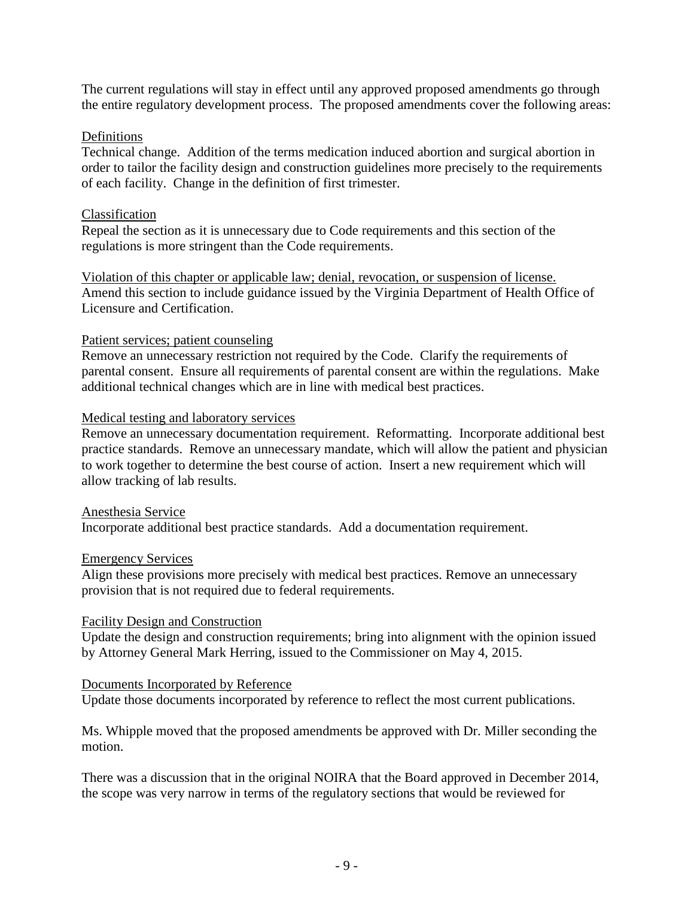The current regulations will stay in effect until any approved proposed amendments go through the entire regulatory development process. The proposed amendments cover the following areas:

<u>Definitions</u>
Technical change. Addition of the terms medication induced abortion and surgical abortion in order to tailor the facility design and construction guidelines more precisely to the requirements of each facility. Change in the definition of first trimester.

<u>Classification</u>
Repeal the section as it is unnecessary due to Code requirements and this section of the regulations is more stringent than the Code requirements.

<u>Violation of this chapter or applicable law; denial, revocation, or suspension of license.</u>
Amend this section to include guidance issued by the Virginia Department of Health Office of Licensure and Certification.

<u>Patient services; patient counseling</u>
Remove an unnecessary restriction not required by the Code. Clarify the requirements of parental consent. Ensure all requirements of parental consent are within the regulations. Make additional technical changes which are in line with medical best practices.

<u>Medical testing and laboratory services</u>
Remove an unnecessary documentation requirement. Reformatting. Incorporate additional best practice standards. Remove an unnecessary mandate, which will allow the patient and physician to work together to determine the best course of action. Insert a new requirement which will allow tracking of lab results.

<u>Anesthesia Service</u>
Incorporate additional best practice standards. Add a documentation requirement.

<u>Emergency Services</u>
Align these provisions more precisely with medical best practices. Remove an unnecessary provision that is not required due to federal requirements.

<u>Facility Design and Construction</u>
Update the design and construction requirements; bring into alignment with the opinion issued by Attorney General Mark Herring, issued to the Commissioner on May 4, 2015.

<u>Documents Incorporated by Reference</u>
Update those documents incorporated by reference to reflect the most current publications.

Ms. Whipple moved that the proposed amendments be approved with Dr. Miller seconding the motion.

There was a discussion that in the original NOIRA that the Board approved in December 2014, the scope was very narrow in terms of the regulatory sections that would be reviewed for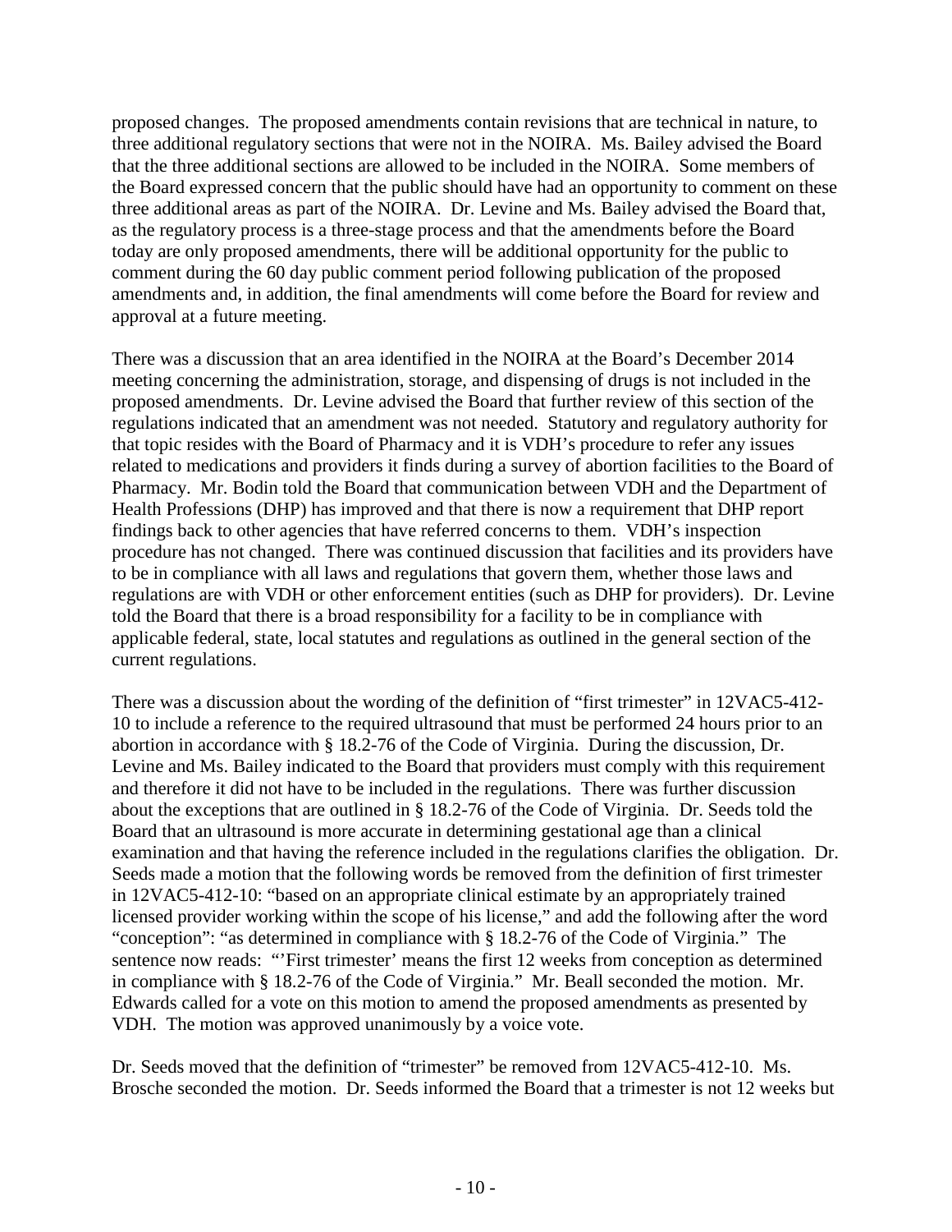proposed changes. The proposed amendments contain revisions that are technical in nature, to three additional regulatory sections that were not in the NOIRA. Ms. Bailey advised the Board that the three additional sections are allowed to be included in the NOIRA. Some members of the Board expressed concern that the public should have had an opportunity to comment on these three additional areas as part of the NOIRA. Dr. Levine and Ms. Bailey advised the Board that, as the regulatory process is a three-stage process and that the amendments before the Board today are only proposed amendments, there will be additional opportunity for the public to comment during the 60 day public comment period following publication of the proposed amendments and, in addition, the final amendments will come before the Board for review and approval at a future meeting.

There was a discussion that an area identified in the NOIRA at the Board's December 2014 meeting concerning the administration, storage, and dispensing of drugs is not included in the proposed amendments. Dr. Levine advised the Board that further review of this section of the regulations indicated that an amendment was not needed. Statutory and regulatory authority for that topic resides with the Board of Pharmacy and it is VDH's procedure to refer any issues related to medications and providers it finds during a survey of abortion facilities to the Board of Pharmacy. Mr. Bodin told the Board that communication between VDH and the Department of Health Professions (DHP) has improved and that there is now a requirement that DHP report findings back to other agencies that have referred concerns to them. VDH's inspection procedure has not changed. There was continued discussion that facilities and its providers have to be in compliance with all laws and regulations that govern them, whether those laws and regulations are with VDH or other enforcement entities (such as DHP for providers). Dr. Levine told the Board that there is a broad responsibility for a facility to be in compliance with applicable federal, state, local statutes and regulations as outlined in the general section of the current regulations.

There was a discussion about the wording of the definition of "first trimester" in 12VAC5-412-10 to include a reference to the required ultrasound that must be performed 24 hours prior to an abortion in accordance with § 18.2-76 of the Code of Virginia. During the discussion, Dr. Levine and Ms. Bailey indicated to the Board that providers must comply with this requirement and therefore it did not have to be included in the regulations. There was further discussion about the exceptions that are outlined in § 18.2-76 of the Code of Virginia. Dr. Seeds told the Board that an ultrasound is more accurate in determining gestational age than a clinical examination and that having the reference included in the regulations clarifies the obligation. Dr. Seeds made a motion that the following words be removed from the definition of first trimester in 12VAC5-412-10: "based on an appropriate clinical estimate by an appropriately trained licensed provider working within the scope of his license," and add the following after the word "conception": "as determined in compliance with § 18.2-76 of the Code of Virginia." The sentence now reads: "'First trimester' means the first 12 weeks from conception as determined in compliance with § 18.2-76 of the Code of Virginia." Mr. Beall seconded the motion. Mr. Edwards called for a vote on this motion to amend the proposed amendments as presented by VDH. The motion was approved unanimously by a voice vote.

Dr. Seeds moved that the definition of "trimester" be removed from 12VAC5-412-10. Ms. Brosche seconded the motion. Dr. Seeds informed the Board that a trimester is not 12 weeks but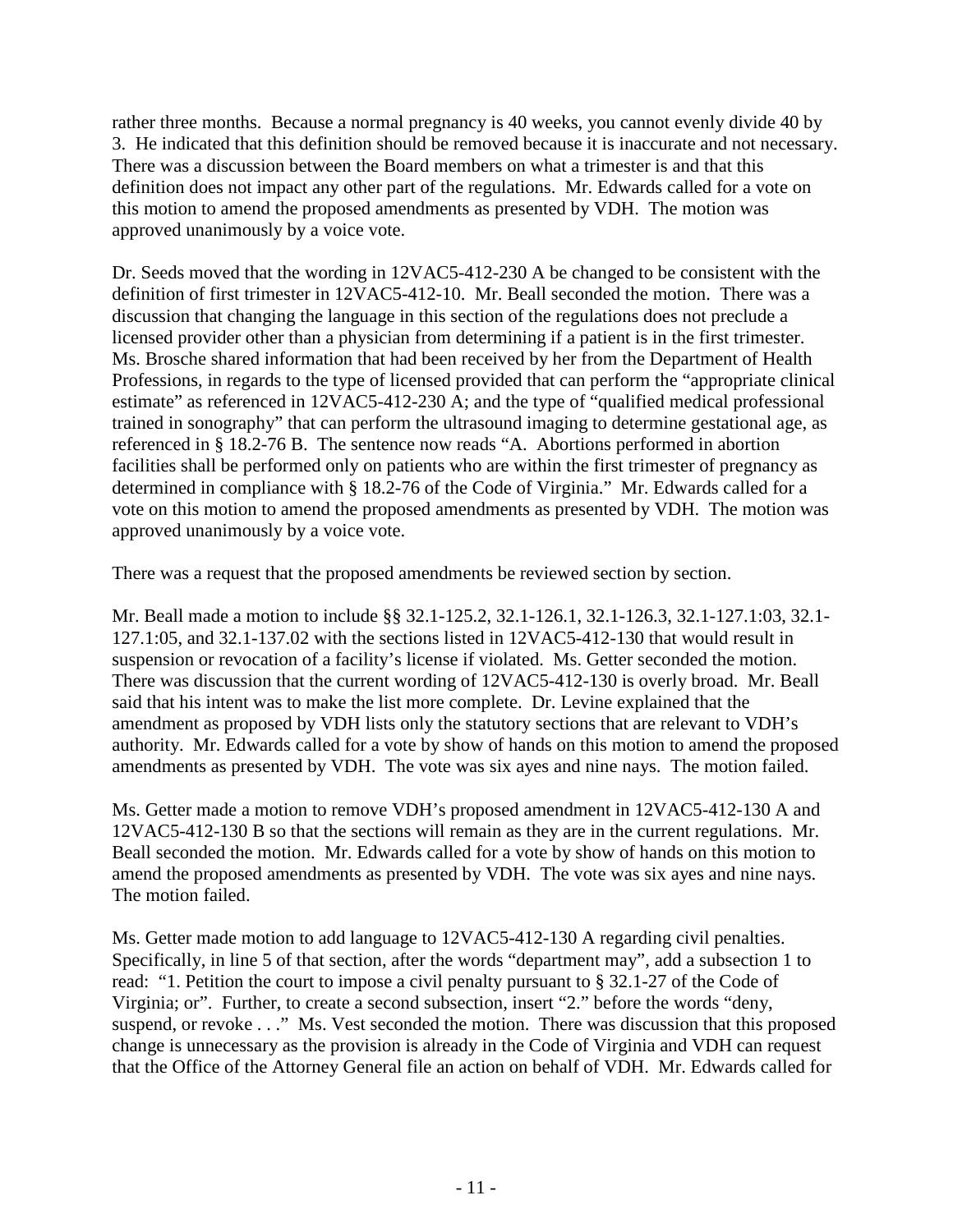rather three months. Because a normal pregnancy is 40 weeks, you cannot evenly divide 40 by 3. He indicated that this definition should be removed because it is inaccurate and not necessary. There was a discussion between the Board members on what a trimester is and that this definition does not impact any other part of the regulations. Mr. Edwards called for a vote on this motion to amend the proposed amendments as presented by VDH. The motion was approved unanimously by a voice vote.

Dr. Seeds moved that the wording in 12VAC5-412-230 A be changed to be consistent with the definition of first trimester in 12VAC5-412-10. Mr. Beall seconded the motion. There was a discussion that changing the language in this section of the regulations does not preclude a licensed provider other than a physician from determining if a patient is in the first trimester. Ms. Brosche shared information that had been received by her from the Department of Health Professions, in regards to the type of licensed provided that can perform the "appropriate clinical estimate" as referenced in 12VAC5-412-230 A; and the type of "qualified medical professional trained in sonography" that can perform the ultrasound imaging to determine gestational age, as referenced in § 18.2-76 B. The sentence now reads "A. Abortions performed in abortion facilities shall be performed only on patients who are within the first trimester of pregnancy as determined in compliance with § 18.2-76 of the Code of Virginia." Mr. Edwards called for a vote on this motion to amend the proposed amendments as presented by VDH. The motion was approved unanimously by a voice vote.

There was a request that the proposed amendments be reviewed section by section.

Mr. Beall made a motion to include §§ 32.1-125.2, 32.1-126.1, 32.1-126.3, 32.1-127.1:03, 32.1-127.1:05, and 32.1-137.02 with the sections listed in 12VAC5-412-130 that would result in suspension or revocation of a facility's license if violated. Ms. Getter seconded the motion. There was discussion that the current wording of 12VAC5-412-130 is overly broad. Mr. Beall said that his intent was to make the list more complete. Dr. Levine explained that the amendment as proposed by VDH lists only the statutory sections that are relevant to VDH's authority. Mr. Edwards called for a vote by show of hands on this motion to amend the proposed amendments as presented by VDH. The vote was six ayes and nine nays. The motion failed.

Ms. Getter made a motion to remove VDH's proposed amendment in 12VAC5-412-130 A and 12VAC5-412-130 B so that the sections will remain as they are in the current regulations. Mr. Beall seconded the motion. Mr. Edwards called for a vote by show of hands on this motion to amend the proposed amendments as presented by VDH. The vote was six ayes and nine nays. The motion failed.

Ms. Getter made motion to add language to 12VAC5-412-130 A regarding civil penalties. Specifically, in line 5 of that section, after the words "department may", add a subsection 1 to read: "1. Petition the court to impose a civil penalty pursuant to § 32.1-27 of the Code of Virginia; or". Further, to create a second subsection, insert "2." before the words "deny, suspend, or revoke . . ." Ms. Vest seconded the motion. There was discussion that this proposed change is unnecessary as the provision is already in the Code of Virginia and VDH can request that the Office of the Attorney General file an action on behalf of VDH. Mr. Edwards called for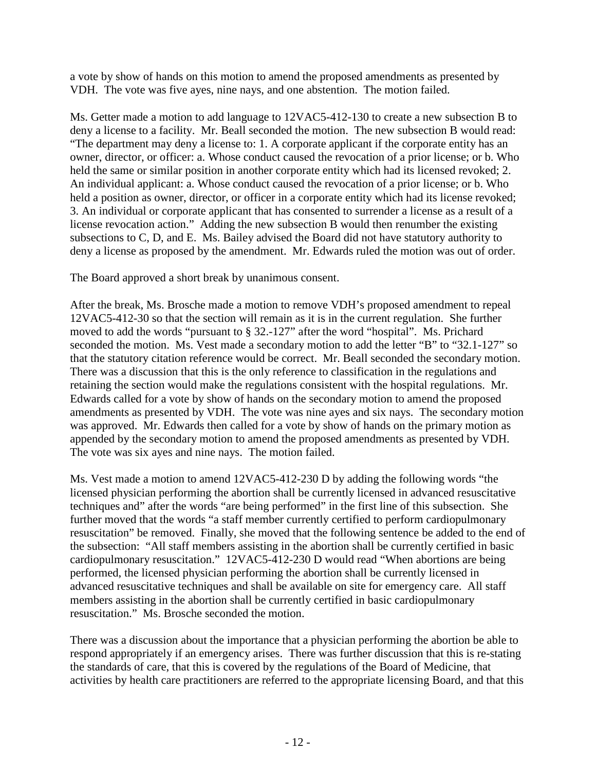a vote by show of hands on this motion to amend the proposed amendments as presented by VDH. The vote was five ayes, nine nays, and one abstention. The motion failed.

Ms. Getter made a motion to add language to 12VAC5-412-130 to create a new subsection B to deny a license to a facility. Mr. Beall seconded the motion. The new subsection B would read: "The department may deny a license to: 1. A corporate applicant if the corporate entity has an owner, director, or officer: a. Whose conduct caused the revocation of a prior license; or b. Who held the same or similar position in another corporate entity which had its licensed revoked; 2. An individual applicant: a. Whose conduct caused the revocation of a prior license; or b. Who held a position as owner, director, or officer in a corporate entity which had its license revoked; 3. An individual or corporate applicant that has consented to surrender a license as a result of a license revocation action." Adding the new subsection B would then renumber the existing subsections to C, D, and E. Ms. Bailey advised the Board did not have statutory authority to deny a license as proposed by the amendment. Mr. Edwards ruled the motion was out of order.

The Board approved a short break by unanimous consent.

After the break, Ms. Brosche made a motion to remove VDH's proposed amendment to repeal 12VAC5-412-30 so that the section will remain as it is in the current regulation. She further moved to add the words "pursuant to § 32.-127" after the word "hospital". Ms. Prichard seconded the motion. Ms. Vest made a secondary motion to add the letter "B" to "32.1-127" so that the statutory citation reference would be correct. Mr. Beall seconded the secondary motion. There was a discussion that this is the only reference to classification in the regulations and retaining the section would make the regulations consistent with the hospital regulations. Mr. Edwards called for a vote by show of hands on the secondary motion to amend the proposed amendments as presented by VDH. The vote was nine ayes and six nays. The secondary motion was approved. Mr. Edwards then called for a vote by show of hands on the primary motion as appended by the secondary motion to amend the proposed amendments as presented by VDH. The vote was six ayes and nine nays. The motion failed.

Ms. Vest made a motion to amend 12VAC5-412-230 D by adding the following words "the licensed physician performing the abortion shall be currently licensed in advanced resuscitative techniques and" after the words "are being performed" in the first line of this subsection. She further moved that the words "a staff member currently certified to perform cardiopulmonary resuscitation" be removed. Finally, she moved that the following sentence be added to the end of the subsection: "All staff members assisting in the abortion shall be currently certified in basic cardiopulmonary resuscitation." 12VAC5-412-230 D would read "When abortions are being performed, the licensed physician performing the abortion shall be currently licensed in advanced resuscitative techniques and shall be available on site for emergency care. All staff members assisting in the abortion shall be currently certified in basic cardiopulmonary resuscitation." Ms. Brosche seconded the motion.

There was a discussion about the importance that a physician performing the abortion be able to respond appropriately if an emergency arises. There was further discussion that this is re-stating the standards of care, that this is covered by the regulations of the Board of Medicine, that activities by health care practitioners are referred to the appropriate licensing Board, and that this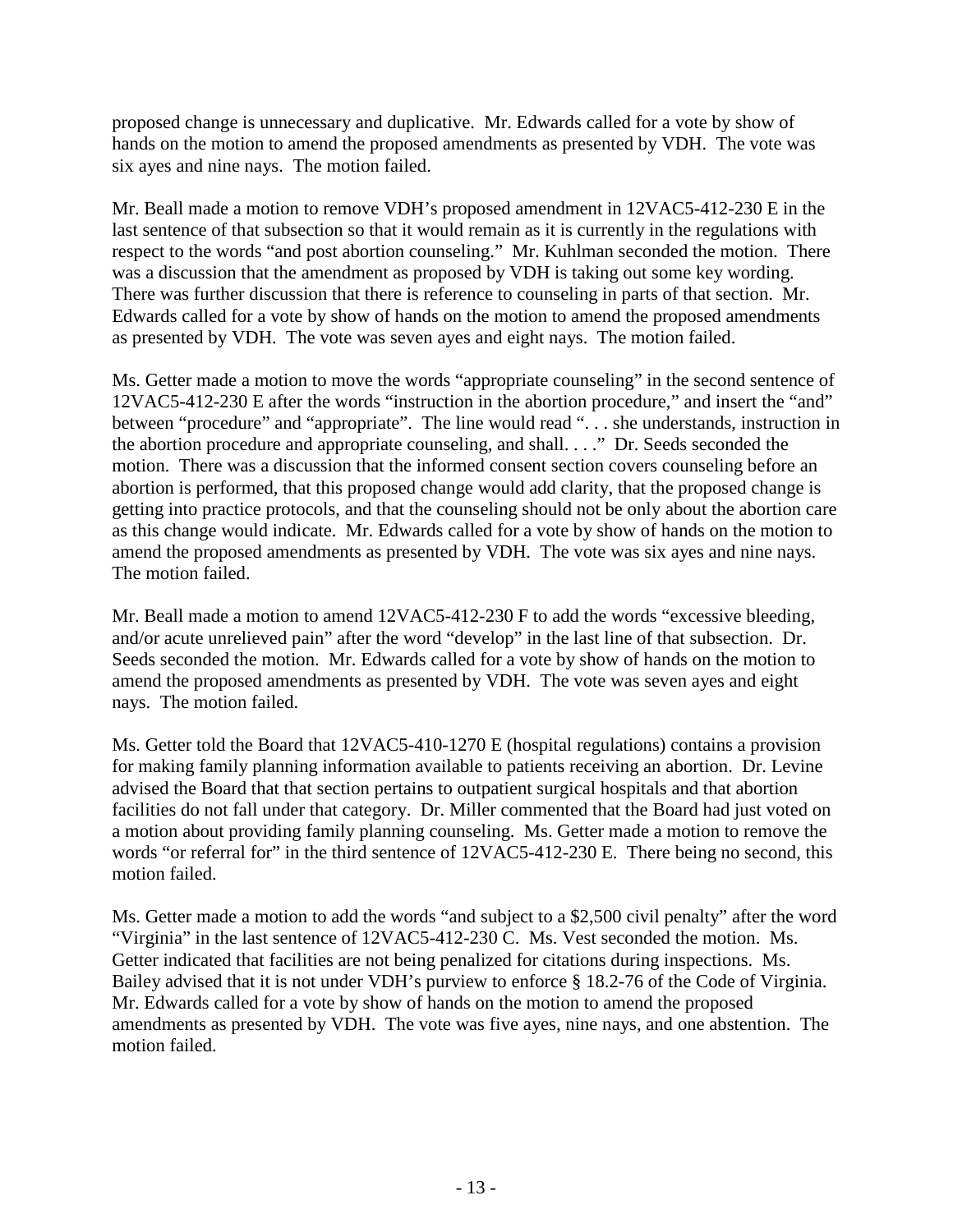proposed change is unnecessary and duplicative. Mr. Edwards called for a vote by show of hands on the motion to amend the proposed amendments as presented by VDH. The vote was six ayes and nine nays. The motion failed.

Mr. Beall made a motion to remove VDH's proposed amendment in 12VAC5-412-230 E in the last sentence of that subsection so that it would remain as it is currently in the regulations with respect to the words "and post abortion counseling." Mr. Kuhlman seconded the motion. There was a discussion that the amendment as proposed by VDH is taking out some key wording. There was further discussion that there is reference to counseling in parts of that section. Mr. Edwards called for a vote by show of hands on the motion to amend the proposed amendments as presented by VDH. The vote was seven ayes and eight nays. The motion failed.

Ms. Getter made a motion to move the words "appropriate counseling" in the second sentence of 12VAC5-412-230 E after the words "instruction in the abortion procedure," and insert the "and" between "procedure" and "appropriate". The line would read ". . . she understands, instruction in the abortion procedure and appropriate counseling, and shall. . . ." Dr. Seeds seconded the motion. There was a discussion that the informed consent section covers counseling before an abortion is performed, that this proposed change would add clarity, that the proposed change is getting into practice protocols, and that the counseling should not be only about the abortion care as this change would indicate. Mr. Edwards called for a vote by show of hands on the motion to amend the proposed amendments as presented by VDH. The vote was six ayes and nine nays. The motion failed.

Mr. Beall made a motion to amend 12VAC5-412-230 F to add the words "excessive bleeding, and/or acute unrelieved pain" after the word "develop" in the last line of that subsection. Dr. Seeds seconded the motion. Mr. Edwards called for a vote by show of hands on the motion to amend the proposed amendments as presented by VDH. The vote was seven ayes and eight nays. The motion failed.

Ms. Getter told the Board that 12VAC5-410-1270 E (hospital regulations) contains a provision for making family planning information available to patients receiving an abortion. Dr. Levine advised the Board that that section pertains to outpatient surgical hospitals and that abortion facilities do not fall under that category. Dr. Miller commented that the Board had just voted on a motion about providing family planning counseling. Ms. Getter made a motion to remove the words "or referral for" in the third sentence of 12VAC5-412-230 E. There being no second, this motion failed.

Ms. Getter made a motion to add the words "and subject to a $2,500 civil penalty" after the word "Virginia" in the last sentence of 12VAC5-412-230 C. Ms. Vest seconded the motion. Ms. Getter indicated that facilities are not being penalized for citations during inspections. Ms. Bailey advised that it is not under VDH's purview to enforce § 18.2-76 of the Code of Virginia. Mr. Edwards called for a vote by show of hands on the motion to amend the proposed amendments as presented by VDH. The vote was five ayes, nine nays, and one abstention. The motion failed.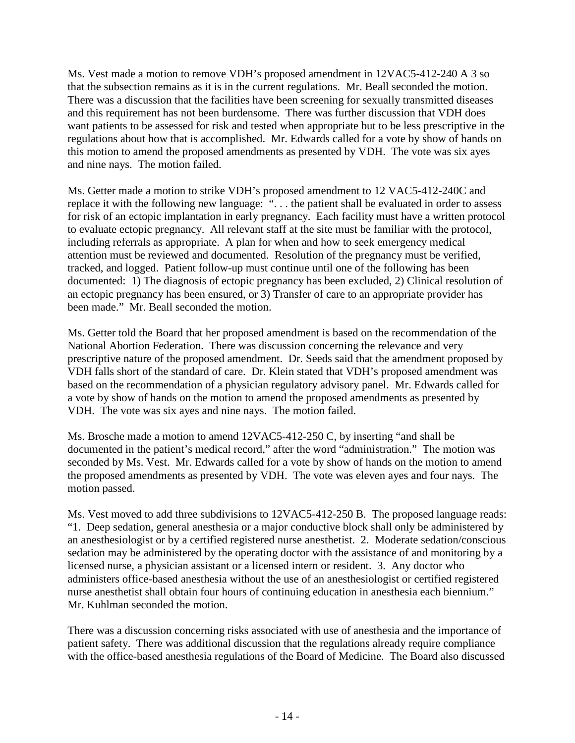Ms. Vest made a motion to remove VDH's proposed amendment in 12VAC5-412-240 A 3 so that the subsection remains as it is in the current regulations. Mr. Beall seconded the motion. There was a discussion that the facilities have been screening for sexually transmitted diseases and this requirement has not been burdensome. There was further discussion that VDH does want patients to be assessed for risk and tested when appropriate but to be less prescriptive in the regulations about how that is accomplished. Mr. Edwards called for a vote by show of hands on this motion to amend the proposed amendments as presented by VDH. The vote was six ayes and nine nays. The motion failed.

Ms. Getter made a motion to strike VDH's proposed amendment to 12 VAC5-412-240C and replace it with the following new language: ". . . the patient shall be evaluated in order to assess for risk of an ectopic implantation in early pregnancy. Each facility must have a written protocol to evaluate ectopic pregnancy. All relevant staff at the site must be familiar with the protocol, including referrals as appropriate. A plan for when and how to seek emergency medical attention must be reviewed and documented. Resolution of the pregnancy must be verified, tracked, and logged. Patient follow-up must continue until one of the following has been documented: 1) The diagnosis of ectopic pregnancy has been excluded, 2) Clinical resolution of an ectopic pregnancy has been ensured, or 3) Transfer of care to an appropriate provider has been made." Mr. Beall seconded the motion.

Ms. Getter told the Board that her proposed amendment is based on the recommendation of the National Abortion Federation. There was discussion concerning the relevance and very prescriptive nature of the proposed amendment. Dr. Seeds said that the amendment proposed by VDH falls short of the standard of care. Dr. Klein stated that VDH's proposed amendment was based on the recommendation of a physician regulatory advisory panel. Mr. Edwards called for a vote by show of hands on the motion to amend the proposed amendments as presented by VDH. The vote was six ayes and nine nays. The motion failed.

Ms. Brosche made a motion to amend 12VAC5-412-250 C, by inserting "and shall be documented in the patient's medical record," after the word "administration." The motion was seconded by Ms. Vest. Mr. Edwards called for a vote by show of hands on the motion to amend the proposed amendments as presented by VDH. The vote was eleven ayes and four nays. The motion passed.

Ms. Vest moved to add three subdivisions to 12VAC5-412-250 B. The proposed language reads: "1. Deep sedation, general anesthesia or a major conductive block shall only be administered by an anesthesiologist or by a certified registered nurse anesthetist. 2. Moderate sedation/conscious sedation may be administered by the operating doctor with the assistance of and monitoring by a licensed nurse, a physician assistant or a licensed intern or resident. 3. Any doctor who administers office-based anesthesia without the use of an anesthesiologist or certified registered nurse anesthetist shall obtain four hours of continuing education in anesthesia each biennium." Mr. Kuhlman seconded the motion.

There was a discussion concerning risks associated with use of anesthesia and the importance of patient safety. There was additional discussion that the regulations already require compliance with the office-based anesthesia regulations of the Board of Medicine. The Board also discussed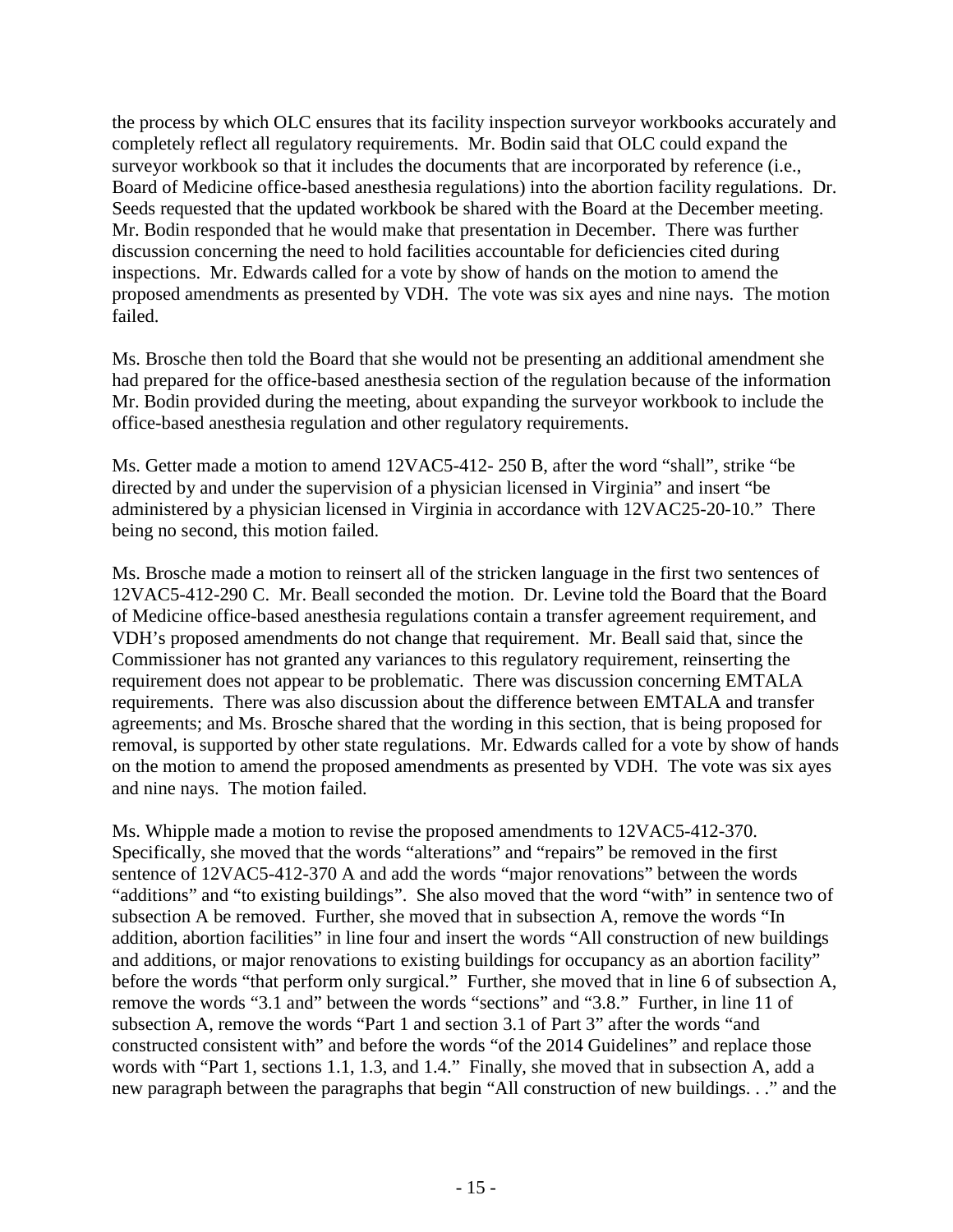the process by which OLC ensures that its facility inspection surveyor workbooks accurately and completely reflect all regulatory requirements. Mr. Bodin said that OLC could expand the surveyor workbook so that it includes the documents that are incorporated by reference (i.e., Board of Medicine office-based anesthesia regulations) into the abortion facility regulations. Dr. Seeds requested that the updated workbook be shared with the Board at the December meeting. Mr. Bodin responded that he would make that presentation in December. There was further discussion concerning the need to hold facilities accountable for deficiencies cited during inspections. Mr. Edwards called for a vote by show of hands on the motion to amend the proposed amendments as presented by VDH. The vote was six ayes and nine nays. The motion failed.

Ms. Brosche then told the Board that she would not be presenting an additional amendment she had prepared for the office-based anesthesia section of the regulation because of the information Mr. Bodin provided during the meeting, about expanding the surveyor workbook to include the office-based anesthesia regulation and other regulatory requirements.

Ms. Getter made a motion to amend 12VAC5-412- 250 B, after the word "shall", strike "be directed by and under the supervision of a physician licensed in Virginia" and insert "be administered by a physician licensed in Virginia in accordance with 12VAC25-20-10." There being no second, this motion failed.

Ms. Brosche made a motion to reinsert all of the stricken language in the first two sentences of 12VAC5-412-290 C. Mr. Beall seconded the motion. Dr. Levine told the Board that the Board of Medicine office-based anesthesia regulations contain a transfer agreement requirement, and VDH's proposed amendments do not change that requirement. Mr. Beall said that, since the Commissioner has not granted any variances to this regulatory requirement, reinserting the requirement does not appear to be problematic. There was discussion concerning EMTALA requirements. There was also discussion about the difference between EMTALA and transfer agreements; and Ms. Brosche shared that the wording in this section, that is being proposed for removal, is supported by other state regulations. Mr. Edwards called for a vote by show of hands on the motion to amend the proposed amendments as presented by VDH. The vote was six ayes and nine nays. The motion failed.

Ms. Whipple made a motion to revise the proposed amendments to 12VAC5-412-370. Specifically, she moved that the words "alterations" and "repairs" be removed in the first sentence of 12VAC5-412-370 A and add the words "major renovations" between the words "additions" and "to existing buildings". She also moved that the word "with" in sentence two of subsection A be removed. Further, she moved that in subsection A, remove the words "In addition, abortion facilities" in line four and insert the words "All construction of new buildings and additions, or major renovations to existing buildings for occupancy as an abortion facility" before the words "that perform only surgical." Further, she moved that in line 6 of subsection A, remove the words "3.1 and" between the words "sections" and "3.8." Further, in line 11 of subsection A, remove the words "Part 1 and section 3.1 of Part 3" after the words "and constructed consistent with" and before the words "of the 2014 Guidelines" and replace those words with "Part 1, sections 1.1, 1.3, and 1.4." Finally, she moved that in subsection A, add a new paragraph between the paragraphs that begin "All construction of new buildings. . ." and the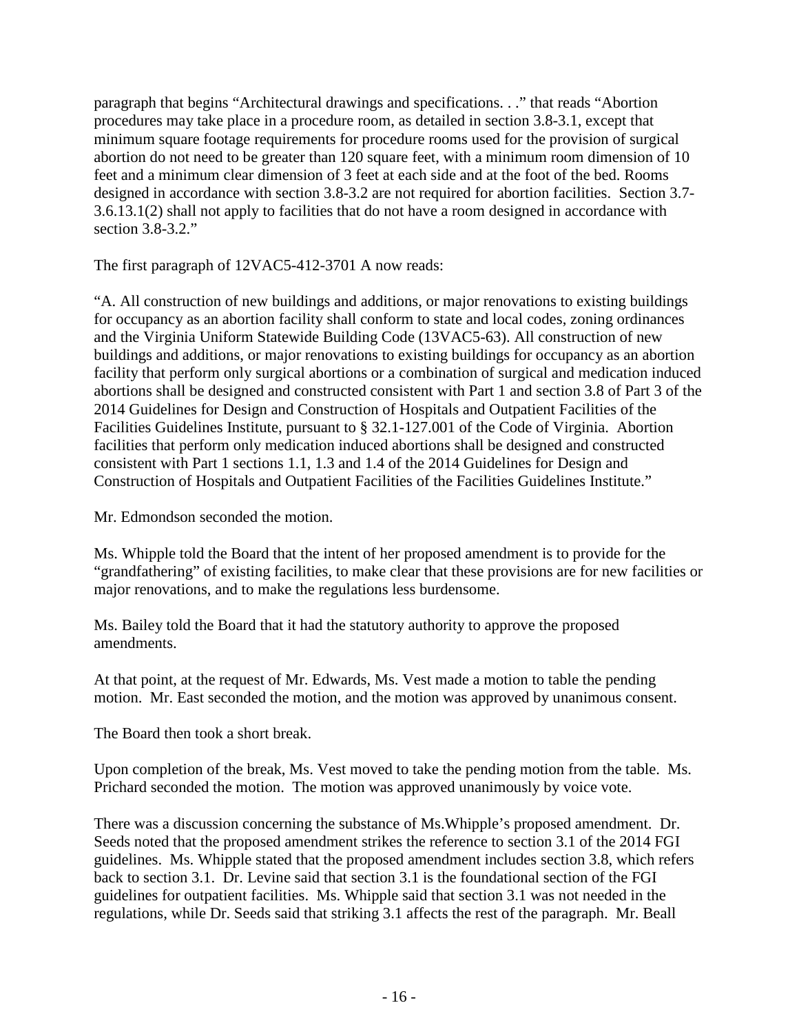paragraph that begins "Architectural drawings and specifications. . ." that reads "Abortion procedures may take place in a procedure room, as detailed in section 3.8-3.1, except that minimum square footage requirements for procedure rooms used for the provision of surgical abortion do not need to be greater than 120 square feet, with a minimum room dimension of 10 feet and a minimum clear dimension of 3 feet at each side and at the foot of the bed. Rooms designed in accordance with section 3.8-3.2 are not required for abortion facilities. Section 3.7-3.6.13.1(2) shall not apply to facilities that do not have a room designed in accordance with section 3.8-3.2."

The first paragraph of 12VAC5-412-3701 A now reads:

"A. All construction of new buildings and additions, or major renovations to existing buildings for occupancy as an abortion facility shall conform to state and local codes, zoning ordinances and the Virginia Uniform Statewide Building Code (13VAC5-63). All construction of new buildings and additions, or major renovations to existing buildings for occupancy as an abortion facility that perform only surgical abortions or a combination of surgical and medication induced abortions shall be designed and constructed consistent with Part 1 and section 3.8 of Part 3 of the 2014 Guidelines for Design and Construction of Hospitals and Outpatient Facilities of the Facilities Guidelines Institute, pursuant to § 32.1-127.001 of the Code of Virginia. Abortion facilities that perform only medication induced abortions shall be designed and constructed consistent with Part 1 sections 1.1, 1.3 and 1.4 of the 2014 Guidelines for Design and Construction of Hospitals and Outpatient Facilities of the Facilities Guidelines Institute."

Mr. Edmondson seconded the motion.

Ms. Whipple told the Board that the intent of her proposed amendment is to provide for the "grandfathering" of existing facilities, to make clear that these provisions are for new facilities or major renovations, and to make the regulations less burdensome.

Ms. Bailey told the Board that it had the statutory authority to approve the proposed amendments.

At that point, at the request of Mr. Edwards, Ms. Vest made a motion to table the pending motion. Mr. East seconded the motion, and the motion was approved by unanimous consent.

The Board then took a short break.

Upon completion of the break, Ms. Vest moved to take the pending motion from the table. Ms. Prichard seconded the motion. The motion was approved unanimously by voice vote.

There was a discussion concerning the substance of Ms.Whipple's proposed amendment. Dr. Seeds noted that the proposed amendment strikes the reference to section 3.1 of the 2014 FGI guidelines. Ms. Whipple stated that the proposed amendment includes section 3.8, which refers back to section 3.1. Dr. Levine said that section 3.1 is the foundational section of the FGI guidelines for outpatient facilities. Ms. Whipple said that section 3.1 was not needed in the regulations, while Dr. Seeds said that striking 3.1 affects the rest of the paragraph. Mr. Beall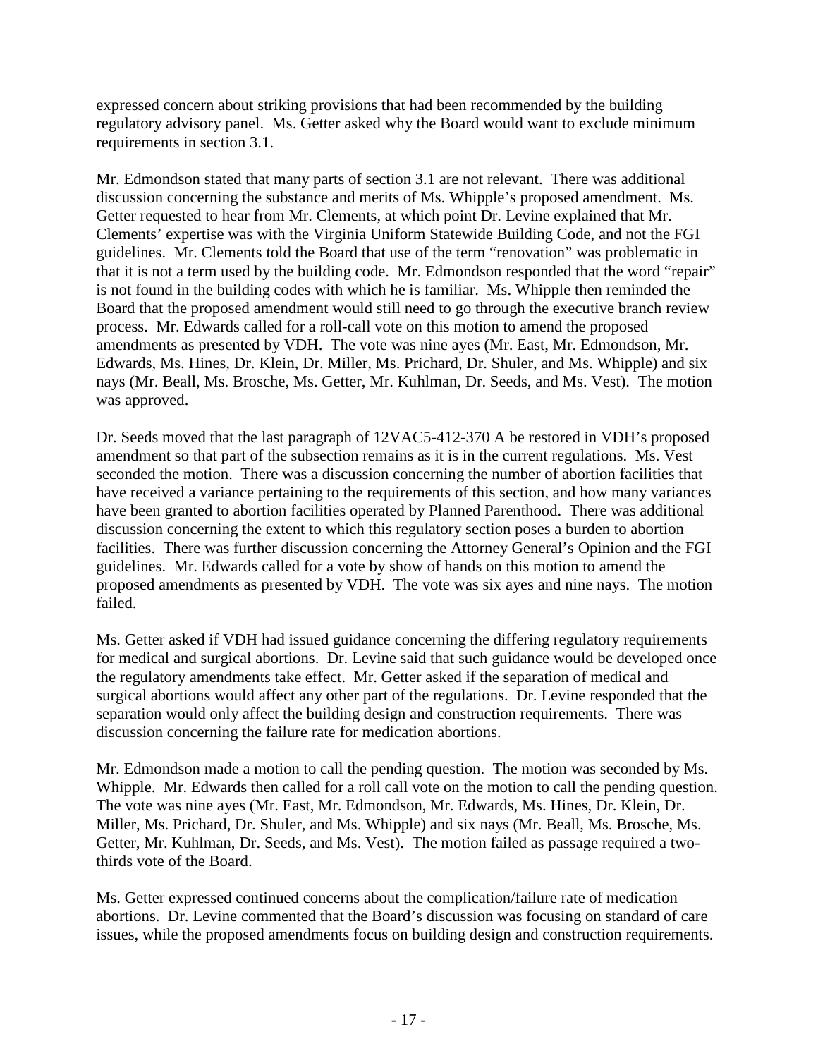expressed concern about striking provisions that had been recommended by the building regulatory advisory panel. Ms. Getter asked why the Board would want to exclude minimum requirements in section 3.1.

Mr. Edmondson stated that many parts of section 3.1 are not relevant. There was additional discussion concerning the substance and merits of Ms. Whipple's proposed amendment. Ms. Getter requested to hear from Mr. Clements, at which point Dr. Levine explained that Mr. Clements' expertise was with the Virginia Uniform Statewide Building Code, and not the FGI guidelines. Mr. Clements told the Board that use of the term "renovation" was problematic in that it is not a term used by the building code. Mr. Edmondson responded that the word "repair" is not found in the building codes with which he is familiar. Ms. Whipple then reminded the Board that the proposed amendment would still need to go through the executive branch review process. Mr. Edwards called for a roll-call vote on this motion to amend the proposed amendments as presented by VDH. The vote was nine ayes (Mr. East, Mr. Edmondson, Mr. Edwards, Ms. Hines, Dr. Klein, Dr. Miller, Ms. Prichard, Dr. Shuler, and Ms. Whipple) and six nays (Mr. Beall, Ms. Brosche, Ms. Getter, Mr. Kuhlman, Dr. Seeds, and Ms. Vest). The motion was approved.

Dr. Seeds moved that the last paragraph of 12VAC5-412-370 A be restored in VDH's proposed amendment so that part of the subsection remains as it is in the current regulations. Ms. Vest seconded the motion. There was a discussion concerning the number of abortion facilities that have received a variance pertaining to the requirements of this section, and how many variances have been granted to abortion facilities operated by Planned Parenthood. There was additional discussion concerning the extent to which this regulatory section poses a burden to abortion facilities. There was further discussion concerning the Attorney General's Opinion and the FGI guidelines. Mr. Edwards called for a vote by show of hands on this motion to amend the proposed amendments as presented by VDH. The vote was six ayes and nine nays. The motion failed.

Ms. Getter asked if VDH had issued guidance concerning the differing regulatory requirements for medical and surgical abortions. Dr. Levine said that such guidance would be developed once the regulatory amendments take effect. Mr. Getter asked if the separation of medical and surgical abortions would affect any other part of the regulations. Dr. Levine responded that the separation would only affect the building design and construction requirements. There was discussion concerning the failure rate for medication abortions.

Mr. Edmondson made a motion to call the pending question. The motion was seconded by Ms. Whipple. Mr. Edwards then called for a roll call vote on the motion to call the pending question. The vote was nine ayes (Mr. East, Mr. Edmondson, Mr. Edwards, Ms. Hines, Dr. Klein, Dr. Miller, Ms. Prichard, Dr. Shuler, and Ms. Whipple) and six nays (Mr. Beall, Ms. Brosche, Ms. Getter, Mr. Kuhlman, Dr. Seeds, and Ms. Vest). The motion failed as passage required a two-thirds vote of the Board.

Ms. Getter expressed continued concerns about the complication/failure rate of medication abortions. Dr. Levine commented that the Board's discussion was focusing on standard of care issues, while the proposed amendments focus on building design and construction requirements.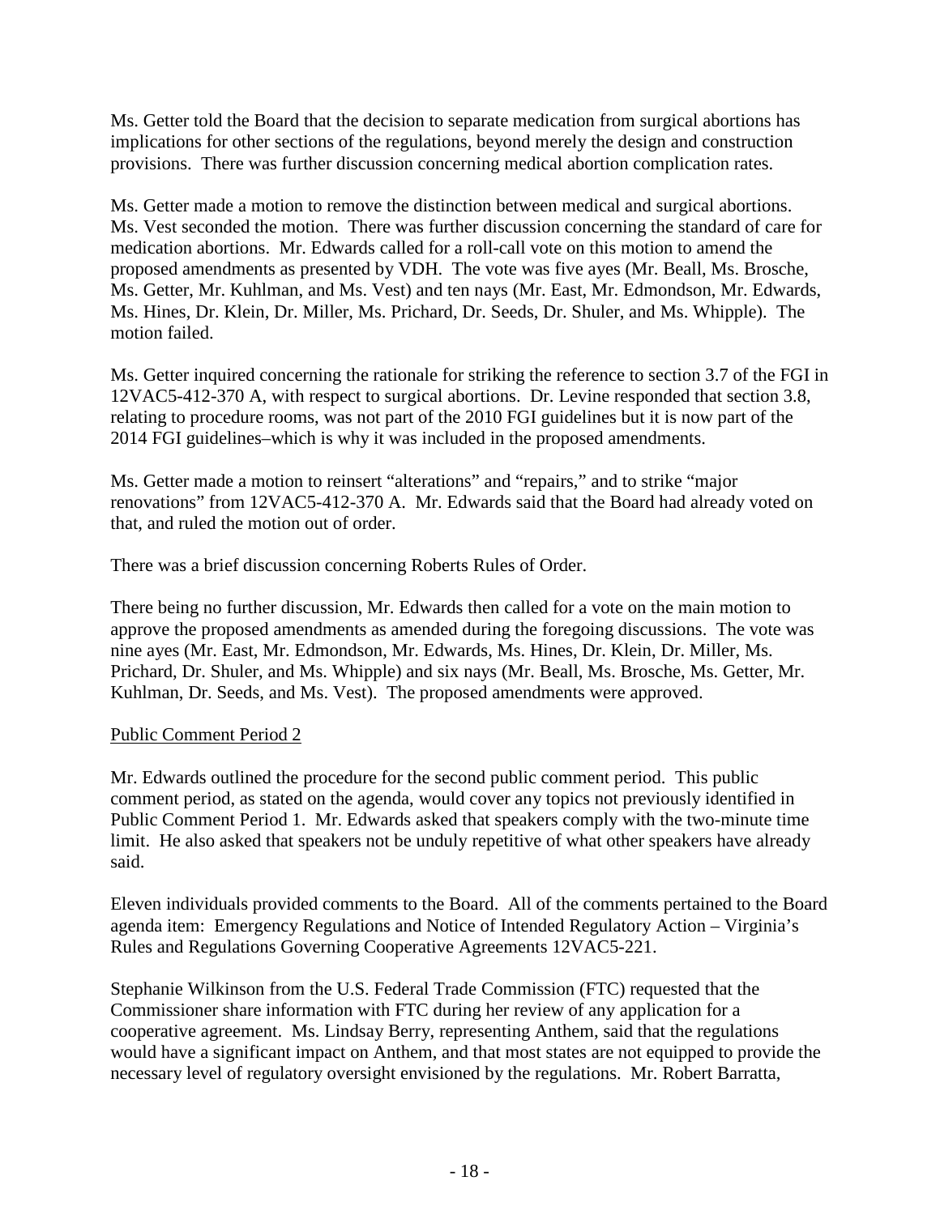Ms. Getter told the Board that the decision to separate medication from surgical abortions has implications for other sections of the regulations, beyond merely the design and construction provisions. There was further discussion concerning medical abortion complication rates.

Ms. Getter made a motion to remove the distinction between medical and surgical abortions. Ms. Vest seconded the motion. There was further discussion concerning the standard of care for medication abortions. Mr. Edwards called for a roll-call vote on this motion to amend the proposed amendments as presented by VDH. The vote was five ayes (Mr. Beall, Ms. Brosche, Ms. Getter, Mr. Kuhlman, and Ms. Vest) and ten nays (Mr. East, Mr. Edmondson, Mr. Edwards, Ms. Hines, Dr. Klein, Dr. Miller, Ms. Prichard, Dr. Seeds, Dr. Shuler, and Ms. Whipple). The motion failed.

Ms. Getter inquired concerning the rationale for striking the reference to section 3.7 of the FGI in 12VAC5-412-370 A, with respect to surgical abortions. Dr. Levine responded that section 3.8, relating to procedure rooms, was not part of the 2010 FGI guidelines but it is now part of the 2014 FGI guidelines–which is why it was included in the proposed amendments.

Ms. Getter made a motion to reinsert "alterations" and "repairs," and to strike "major renovations" from 12VAC5-412-370 A. Mr. Edwards said that the Board had already voted on that, and ruled the motion out of order.

There was a brief discussion concerning Roberts Rules of Order.

There being no further discussion, Mr. Edwards then called for a vote on the main motion to approve the proposed amendments as amended during the foregoing discussions. The vote was nine ayes (Mr. East, Mr. Edmondson, Mr. Edwards, Ms. Hines, Dr. Klein, Dr. Miller, Ms. Prichard, Dr. Shuler, and Ms. Whipple) and six nays (Mr. Beall, Ms. Brosche, Ms. Getter, Mr. Kuhlman, Dr. Seeds, and Ms. Vest). The proposed amendments were approved.

Public Comment Period 2

Mr. Edwards outlined the procedure for the second public comment period. This public comment period, as stated on the agenda, would cover any topics not previously identified in Public Comment Period 1. Mr. Edwards asked that speakers comply with the two-minute time limit. He also asked that speakers not be unduly repetitive of what other speakers have already said.

Eleven individuals provided comments to the Board. All of the comments pertained to the Board agenda item: Emergency Regulations and Notice of Intended Regulatory Action – Virginia's Rules and Regulations Governing Cooperative Agreements 12VAC5-221.

Stephanie Wilkinson from the U.S. Federal Trade Commission (FTC) requested that the Commissioner share information with FTC during her review of any application for a cooperative agreement. Ms. Lindsay Berry, representing Anthem, said that the regulations would have a significant impact on Anthem, and that most states are not equipped to provide the necessary level of regulatory oversight envisioned by the regulations. Mr. Robert Barratta,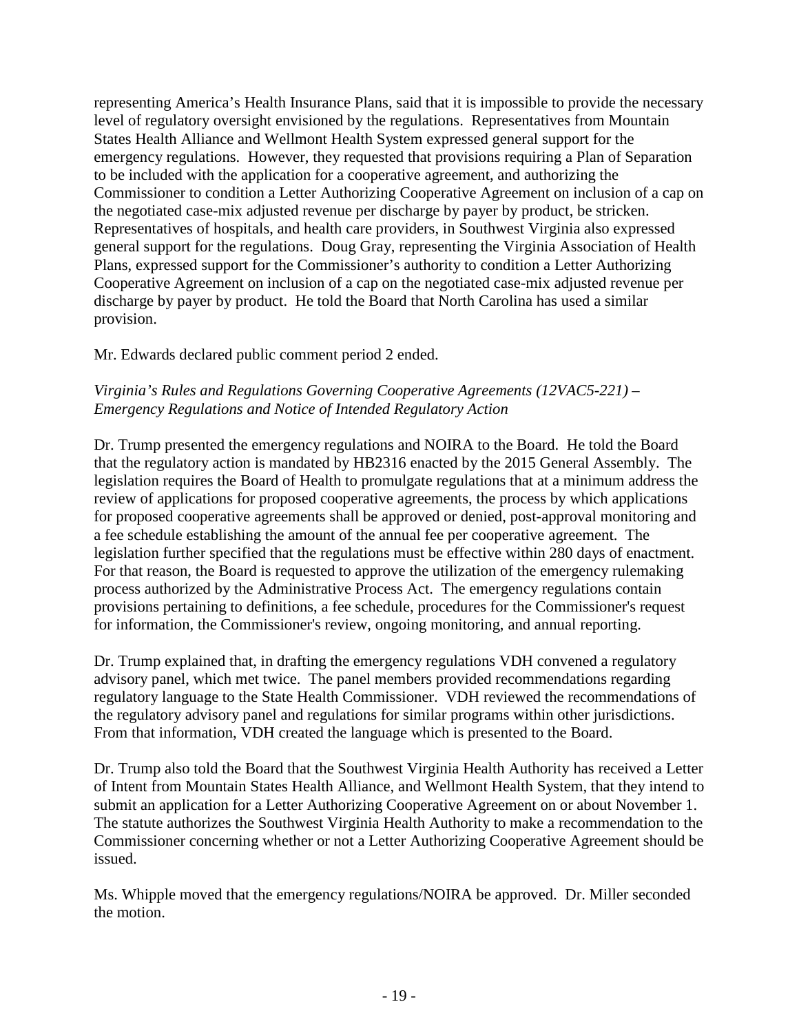representing America's Health Insurance Plans, said that it is impossible to provide the necessary level of regulatory oversight envisioned by the regulations. Representatives from Mountain States Health Alliance and Wellmont Health System expressed general support for the emergency regulations. However, they requested that provisions requiring a Plan of Separation to be included with the application for a cooperative agreement, and authorizing the Commissioner to condition a Letter Authorizing Cooperative Agreement on inclusion of a cap on the negotiated case-mix adjusted revenue per discharge by payer by product, be stricken. Representatives of hospitals, and health care providers, in Southwest Virginia also expressed general support for the regulations. Doug Gray, representing the Virginia Association of Health Plans, expressed support for the Commissioner's authority to condition a Letter Authorizing Cooperative Agreement on inclusion of a cap on the negotiated case-mix adjusted revenue per discharge by payer by product. He told the Board that North Carolina has used a similar provision.

Mr. Edwards declared public comment period 2 ended.

*Virginia's Rules and Regulations Governing Cooperative Agreements (12VAC5-221) – Emergency Regulations and Notice of Intended Regulatory Action*

Dr. Trump presented the emergency regulations and NOIRA to the Board. He told the Board that the regulatory action is mandated by HB2316 enacted by the 2015 General Assembly. The legislation requires the Board of Health to promulgate regulations that at a minimum address the review of applications for proposed cooperative agreements, the process by which applications for proposed cooperative agreements shall be approved or denied, post-approval monitoring and a fee schedule establishing the amount of the annual fee per cooperative agreement. The legislation further specified that the regulations must be effective within 280 days of enactment. For that reason, the Board is requested to approve the utilization of the emergency rulemaking process authorized by the Administrative Process Act. The emergency regulations contain provisions pertaining to definitions, a fee schedule, procedures for the Commissioner's request for information, the Commissioner's review, ongoing monitoring, and annual reporting.

Dr. Trump explained that, in drafting the emergency regulations VDH convened a regulatory advisory panel, which met twice. The panel members provided recommendations regarding regulatory language to the State Health Commissioner. VDH reviewed the recommendations of the regulatory advisory panel and regulations for similar programs within other jurisdictions. From that information, VDH created the language which is presented to the Board.

Dr. Trump also told the Board that the Southwest Virginia Health Authority has received a Letter of Intent from Mountain States Health Alliance, and Wellmont Health System, that they intend to submit an application for a Letter Authorizing Cooperative Agreement on or about November 1. The statute authorizes the Southwest Virginia Health Authority to make a recommendation to the Commissioner concerning whether or not a Letter Authorizing Cooperative Agreement should be issued.

Ms. Whipple moved that the emergency regulations/NOIRA be approved. Dr. Miller seconded the motion.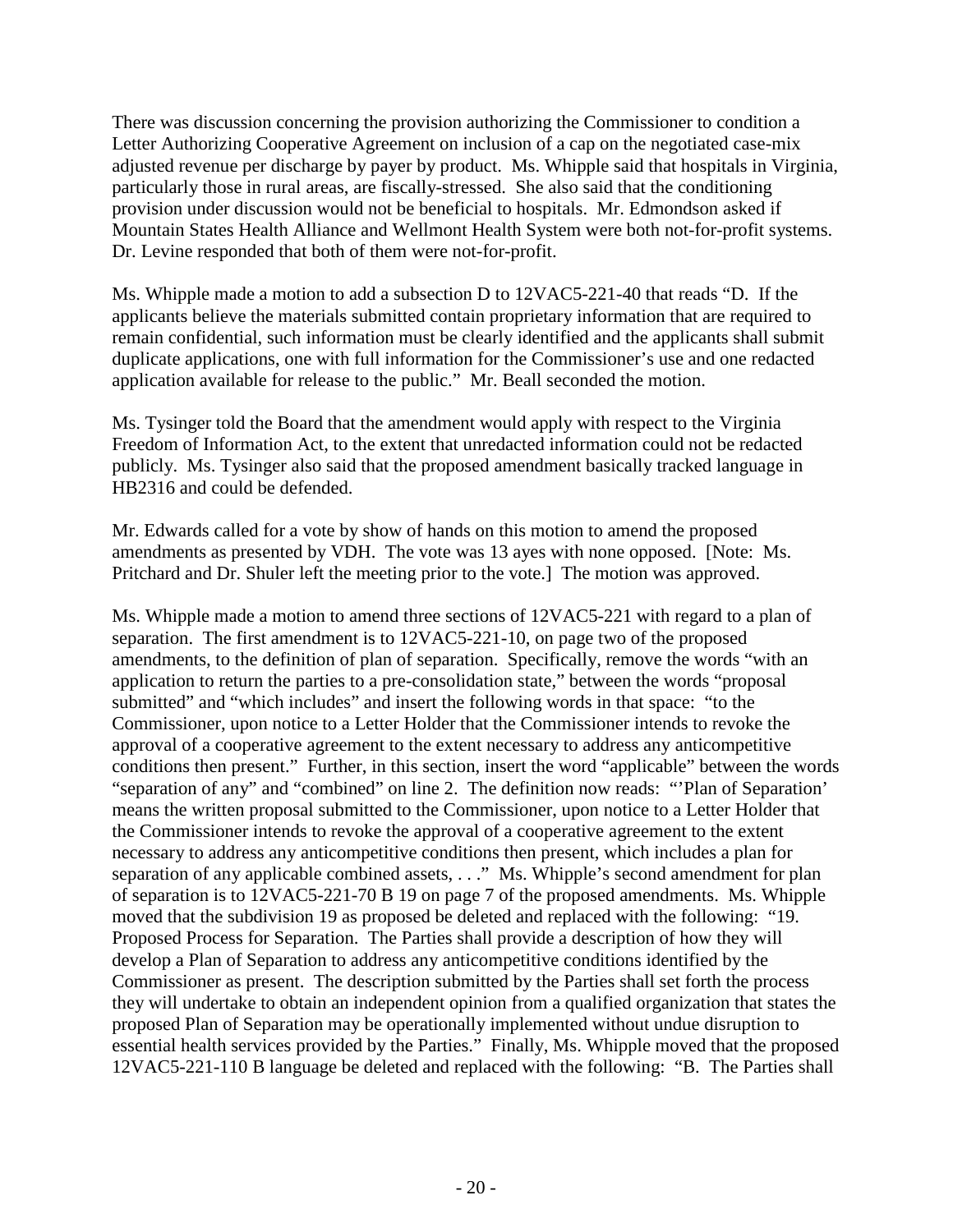There was discussion concerning the provision authorizing the Commissioner to condition a Letter Authorizing Cooperative Agreement on inclusion of a cap on the negotiated case-mix adjusted revenue per discharge by payer by product. Ms. Whipple said that hospitals in Virginia, particularly those in rural areas, are fiscally-stressed. She also said that the conditioning provision under discussion would not be beneficial to hospitals. Mr. Edmondson asked if Mountain States Health Alliance and Wellmont Health System were both not-for-profit systems. Dr. Levine responded that both of them were not-for-profit.

Ms. Whipple made a motion to add a subsection D to 12VAC5-221-40 that reads "D. If the applicants believe the materials submitted contain proprietary information that are required to remain confidential, such information must be clearly identified and the applicants shall submit duplicate applications, one with full information for the Commissioner's use and one redacted application available for release to the public." Mr. Beall seconded the motion.

Ms. Tysinger told the Board that the amendment would apply with respect to the Virginia Freedom of Information Act, to the extent that unredacted information could not be redacted publicly. Ms. Tysinger also said that the proposed amendment basically tracked language in HB2316 and could be defended.

Mr. Edwards called for a vote by show of hands on this motion to amend the proposed amendments as presented by VDH. The vote was 13 ayes with none opposed. [Note: Ms. Pritchard and Dr. Shuler left the meeting prior to the vote.] The motion was approved.

Ms. Whipple made a motion to amend three sections of 12VAC5-221 with regard to a plan of separation. The first amendment is to 12VAC5-221-10, on page two of the proposed amendments, to the definition of plan of separation. Specifically, remove the words "with an application to return the parties to a pre-consolidation state," between the words "proposal submitted" and "which includes" and insert the following words in that space: "to the Commissioner, upon notice to a Letter Holder that the Commissioner intends to revoke the approval of a cooperative agreement to the extent necessary to address any anticompetitive conditions then present." Further, in this section, insert the word "applicable" between the words "separation of any" and "combined" on line 2. The definition now reads: "'Plan of Separation' means the written proposal submitted to the Commissioner, upon notice to a Letter Holder that the Commissioner intends to revoke the approval of a cooperative agreement to the extent necessary to address any anticompetitive conditions then present, which includes a plan for separation of any applicable combined assets, . . ." Ms. Whipple's second amendment for plan of separation is to 12VAC5-221-70 B 19 on page 7 of the proposed amendments. Ms. Whipple moved that the subdivision 19 as proposed be deleted and replaced with the following: "19. Proposed Process for Separation. The Parties shall provide a description of how they will develop a Plan of Separation to address any anticompetitive conditions identified by the Commissioner as present. The description submitted by the Parties shall set forth the process they will undertake to obtain an independent opinion from a qualified organization that states the proposed Plan of Separation may be operationally implemented without undue disruption to essential health services provided by the Parties." Finally, Ms. Whipple moved that the proposed 12VAC5-221-110 B language be deleted and replaced with the following: "B. The Parties shall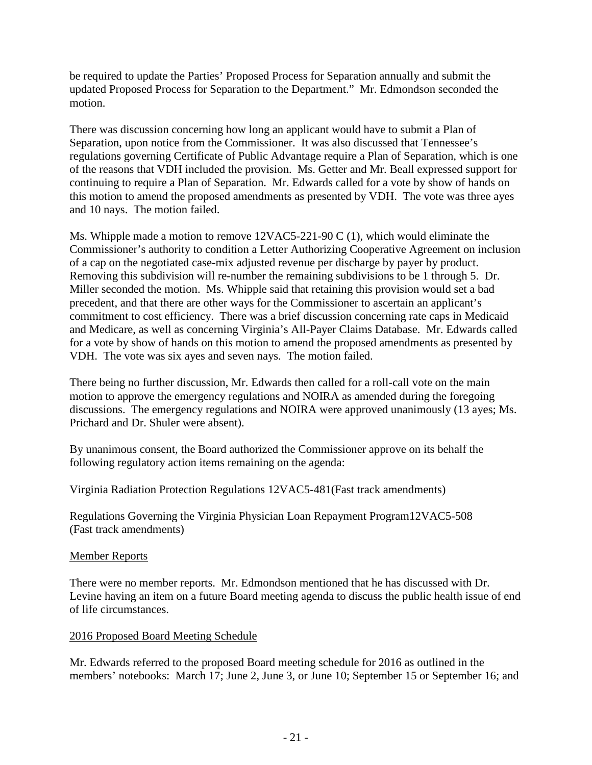be required to update the Parties' Proposed Process for Separation annually and submit the updated Proposed Process for Separation to the Department." Mr. Edmondson seconded the motion.

There was discussion concerning how long an applicant would have to submit a Plan of Separation, upon notice from the Commissioner. It was also discussed that Tennessee's regulations governing Certificate of Public Advantage require a Plan of Separation, which is one of the reasons that VDH included the provision. Ms. Getter and Mr. Beall expressed support for continuing to require a Plan of Separation. Mr. Edwards called for a vote by show of hands on this motion to amend the proposed amendments as presented by VDH. The vote was three ayes and 10 nays. The motion failed.

Ms. Whipple made a motion to remove 12VAC5-221-90 C (1), which would eliminate the Commissioner's authority to condition a Letter Authorizing Cooperative Agreement on inclusion of a cap on the negotiated case-mix adjusted revenue per discharge by payer by product. Removing this subdivision will re-number the remaining subdivisions to be 1 through 5. Dr. Miller seconded the motion. Ms. Whipple said that retaining this provision would set a bad precedent, and that there are other ways for the Commissioner to ascertain an applicant's commitment to cost efficiency. There was a brief discussion concerning rate caps in Medicaid and Medicare, as well as concerning Virginia's All-Payer Claims Database. Mr. Edwards called for a vote by show of hands on this motion to amend the proposed amendments as presented by VDH. The vote was six ayes and seven nays. The motion failed.

There being no further discussion, Mr. Edwards then called for a roll-call vote on the main motion to approve the emergency regulations and NOIRA as amended during the foregoing discussions. The emergency regulations and NOIRA were approved unanimously (13 ayes; Ms. Prichard and Dr. Shuler were absent).

By unanimous consent, the Board authorized the Commissioner approve on its behalf the following regulatory action items remaining on the agenda:

Virginia Radiation Protection Regulations 12VAC5-481(Fast track amendments)

Regulations Governing the Virginia Physician Loan Repayment Program12VAC5-508 (Fast track amendments)

## Member Reports

There were no member reports. Mr. Edmondson mentioned that he has discussed with Dr. Levine having an item on a future Board meeting agenda to discuss the public health issue of end of life circumstances.

## 2016 Proposed Board Meeting Schedule

Mr. Edwards referred to the proposed Board meeting schedule for 2016 as outlined in the members' notebooks: March 17; June 2, June 3, or June 10; September 15 or September 16; and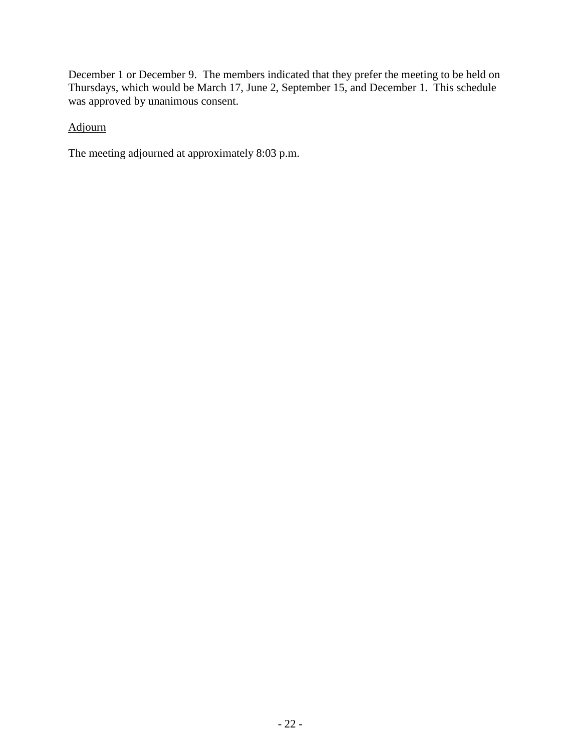December 1 or December 9. The members indicated that they prefer the meeting to be held on Thursdays, which would be March 17, June 2, September 15, and December 1. This schedule was approved by unanimous consent.

Adjourn

The meeting adjourned at approximately 8:03 p.m.